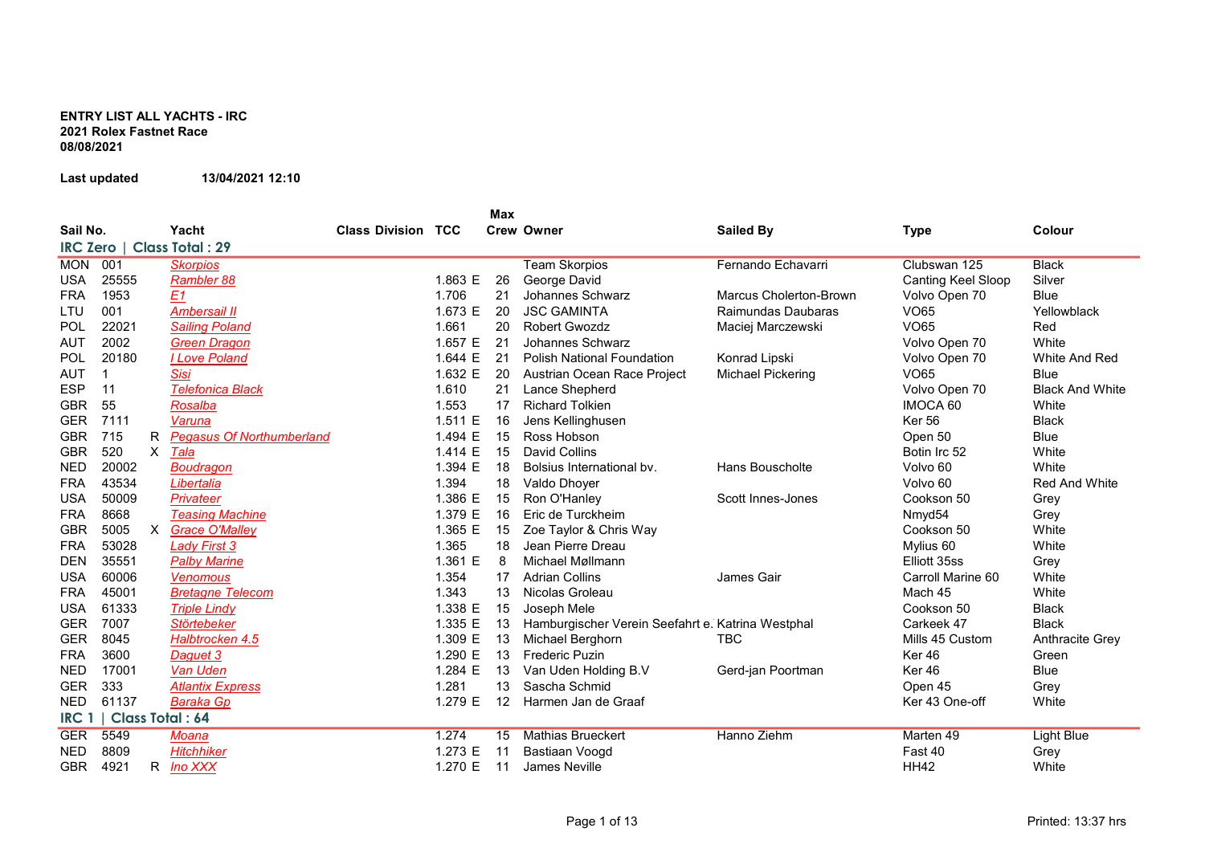**ENTRY LIST ALL YACHTS - IRC**
**2021 Rolex Fastnet Race**
**08/08/2021**

**Last updated** 13/04/2021 12:10

| Sail No. | | | Yacht | Class Division | TCC | Max Crew | Owner | Sailed By | Type | Colour |
|---|---|---|---|---|---|---|---|---|---|---|
| **IRC Zero \| Class Total : 29** | | | | | | | | | | |
| MON | 001 | | Skorpios | | | | Team Skorpios | Fernando Echavarri | Clubswan 125 | Black |
| USA | 25555 | | Rambler 88 | | 1.863 E | 26 | George David | | Canting Keel Sloop | Silver |
| FRA | 1953 | | E1 | | 1.706 | 21 | Johannes Schwarz | Marcus Cholerton-Brown | Volvo Open 70 | Blue |
| LTU | 001 | | Ambersail II | | 1.673 E | 20 | JSC GAMINTA | Raimundas Daubaras | VO65 | Yellowblack |
| POL | 22021 | | Sailing Poland | | 1.661 | 20 | Robert Gwozdz | Maciej Marczewski | VO65 | Red |
| AUT | 2002 | | Green Dragon | | 1.657 E | 21 | Johannes Schwarz | | Volvo Open 70 | White |
| POL | 20180 | | I Love Poland | | 1.644 E | 21 | Polish National Foundation | Konrad Lipski | Volvo Open 70 | White And Red |
| AUT | 1 | | Sisi | | 1.632 E | 20 | Austrian Ocean Race Project | Michael Pickering | VO65 | Blue |
| ESP | 11 | | Telefonica Black | | 1.610 | 21 | Lance Shepherd | | Volvo Open 70 | Black And White |
| GBR | 55 | | Rosalba | | 1.553 | 17 | Richard Tolkien | | IMOCA 60 | White |
| GER | 7111 | | Varuna | | 1.511 E | 16 | Jens Kellinghusen | | Ker 56 | Black |
| GBR | 715 | R | Pegasus Of Northumberland | | 1.494 E | 15 | Ross Hobson | | Open 50 | Blue |
| GBR | 520 | X | Tala | | 1.414 E | 15 | David Collins | | Botin Irc 52 | White |
| NED | 20002 | | Boudragon | | 1.394 E | 18 | Bolsius International bv. | Hans Bouscholte | Volvo 60 | White |
| FRA | 43534 | | Libertalia | | 1.394 | 18 | Valdo Dhoyer | | Volvo 60 | Red And White |
| USA | 50009 | | Privateer | | 1.386 E | 15 | Ron O'Hanley | Scott Innes-Jones | Cookson 50 | Grey |
| FRA | 8668 | | Teasing Machine | | 1.379 E | 16 | Eric de Turckheim | | Nmyd54 | Grey |
| GBR | 5005 | X | Grace O'Malley | | 1.365 E | 15 | Zoe Taylor & Chris Way | | Cookson 50 | White |
| FRA | 53028 | | Lady First 3 | | 1.365 | 18 | Jean Pierre Dreau | | Mylius 60 | White |
| DEN | 35551 | | Palby Marine | | 1.361 E | 8 | Michael Møllmann | | Elliott 35ss | Grey |
| USA | 60006 | | Venomous | | 1.354 | 17 | Adrian Collins | James Gair | Carroll Marine 60 | White |
| FRA | 45001 | | Bretagne Telecom | | 1.343 | 13 | Nicolas Groleau | | Mach 45 | White |
| USA | 61333 | | Triple Lindy | | 1.338 E | 15 | Joseph Mele | | Cookson 50 | Black |
| GER | 7007 | | Störtebeker | | 1.335 E | 13 | Hamburgischer Verein Seefahrt e. | Katrina Westphal | Carkeek 47 | Black |
| GER | 8045 | | Halbtrocken 4.5 | | 1.309 E | 13 | Michael Berghorn | TBC | Mills 45 Custom | Anthracite Grey |
| FRA | 3600 | | Daguet 3 | | 1.290 E | 13 | Frederic Puzin | | Ker 46 | Green |
| NED | 17001 | | Van Uden | | 1.284 E | 13 | Van Uden Holding B.V | Gerd-jan Poortman | Ker 46 | Blue |
| GER | 333 | | Atlantix Express | | 1.281 | 13 | Sascha Schmid | | Open 45 | Grey |
| NED | 61137 | | Baraka Gp | | 1.279 E | 12 | Harmen Jan de Graaf | | Ker 43 One-off | White |
| **IRC 1 \| Class Total : 64** | | | | | | | | | | |
| GER | 5549 | | Moana | | 1.274 | 15 | Mathias Brueckert | Hanno Ziehm | Marten 49 | Light Blue |
| NED | 8809 | | Hitchhiker | | 1.273 E | 11 | Bastiaan Voogd | | Fast 40 | Grey |
| GBR | 4921 | R | Ino XXX | | 1.270 E | 11 | James Neville | | HH42 | White |

Printed: 13:37 hrs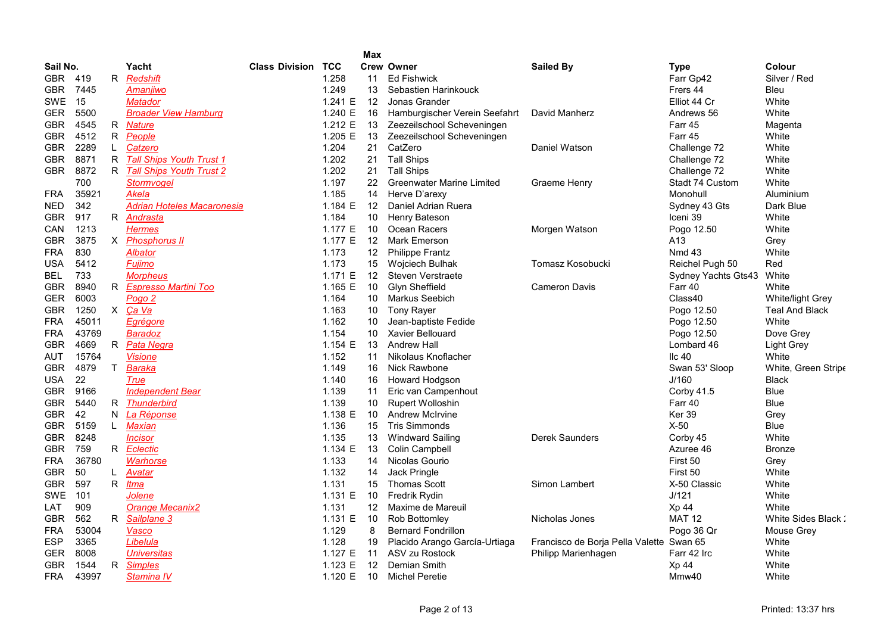| Sail No. | | | Yacht | Class Division | TCC | | Max Crew | Owner | Sailed By | Type | Colour |
|---|---|---|---|---|---|---|---|---|---|---|---|
| GBR | 419 | R | Redshift | | 1.258 | | 11 | Ed Fishwick | | Farr Gp42 | Silver / Red |
| GBR | 7445 | | Amanjiwo | | 1.249 | | 13 | Sebastien Harinkouck | | Frers 44 | Bleu |
| SWE | 15 | | Matador | | 1.241 | E | 12 | Jonas Grander | | Elliot 44 Cr | White |
| GER | 5500 | | Broader View Hamburg | | 1.240 | E | 16 | Hamburgischer Verein Seefahrt | David Manherz | Andrews 56 | White |
| GBR | 4545 | R | Nature | | 1.212 | E | 13 | Zeezeilschool Scheveningen | | Farr 45 | Magenta |
| GBR | 4512 | R | People | | 1.205 | E | 13 | Zeezeilschool Scheveningen | | Farr 45 | White |
| GBR | 2289 | L | Catzero | | 1.204 | | 21 | CatZero | Daniel Watson | Challenge 72 | White |
| GBR | 8871 | R | Tall Ships Youth Trust 1 | | 1.202 | | 21 | Tall Ships | | Challenge 72 | White |
| GBR | 8872 | R | Tall Ships Youth Trust 2 | | 1.202 | | 21 | Tall Ships | | Challenge 72 | White |
| | 700 | | Stormvogel | | 1.197 | | 22 | Greenwater Marine Limited | Graeme Henry | Stadt 74 Custom | White |
| FRA | 35921 | | Akela | | 1.185 | | 14 | Herve D'arexy | | Monohull | Aluminium |
| NED | 342 | | Adrian Hoteles Macaronesia | | 1.184 | E | 12 | Daniel Adrian Ruera | | Sydney 43 Gts | Dark Blue |
| GBR | 917 | R | Andrasta | | 1.184 | | 10 | Henry Bateson | | Iceni 39 | White |
| CAN | 1213 | | Hermes | | 1.177 | E | 10 | Ocean Racers | Morgen Watson | Pogo 12.50 | White |
| GBR | 3875 | X | Phosphorus II | | 1.177 | E | 12 | Mark Emerson | | A13 | Grey |
| FRA | 830 | | Albator | | 1.173 | | 12 | Philippe Frantz | | Nmd 43 | White |
| USA | 5412 | | Fujimo | | 1.173 | | 15 | Wojciech Bulhak | Tomasz Kosobucki | Reichel Pugh 50 | Red |
| BEL | 733 | | Morpheus | | 1.171 | E | 12 | Steven Verstraete | | Sydney Yachts Gts43 | White |
| GBR | 8940 | R | Espresso Martini Too | | 1.165 | E | 10 | Glyn Sheffield | Cameron Davis | Farr 40 | White |
| GER | 6003 | | Pogo 2 | | 1.164 | | 10 | Markus Seebich | | Class40 | White/light Grey |
| GBR | 1250 | X | Ça Va | | 1.163 | | 10 | Tony Rayer | | Pogo 12.50 | Teal And Black |
| FRA | 45011 | | Egrégore | | 1.162 | | 10 | Jean-baptiste Fedide | | Pogo 12.50 | White |
| FRA | 43769 | | Baradoz | | 1.154 | | 10 | Xavier Bellouard | | Pogo 12.50 | Dove Grey |
| GBR | 4669 | R | Pata Negra | | 1.154 | E | 13 | Andrew Hall | | Lombard 46 | Light Grey |
| AUT | 15764 | | Visione | | 1.152 | | 11 | Nikolaus Knoflacher | | Ilc 40 | White |
| GBR | 4879 | T | Baraka | | 1.149 | | 16 | Nick Rawbone | | Swan 53' Sloop | White, Green Stripe |
| USA | 22 | | True | | 1.140 | | 16 | Howard Hodgson | | J/160 | Black |
| GBR | 9166 | | Independent Bear | | 1.139 | | 11 | Eric van Campenhout | | Corby 41.5 | Blue |
| GBR | 5440 | R | Thunderbird | | 1.139 | | 10 | Rupert Wolloshin | | Farr 40 | Blue |
| GBR | 42 | N | La Réponse | | 1.138 | E | 10 | Andrew McIrvine | | Ker 39 | Grey |
| GBR | 5159 | L | Maxian | | 1.136 | | 15 | Tris Simmonds | | X-50 | Blue |
| GBR | 8248 | | Incisor | | 1.135 | | 13 | Windward Sailing | Derek Saunders | Corby 45 | White |
| GBR | 759 | R | Eclectic | | 1.134 | E | 13 | Colin Campbell | | Azuree 46 | Bronze |
| FRA | 36780 | | Warhorse | | 1.133 | | 14 | Nicolas Gourio | | First 50 | Grey |
| GBR | 50 | L | Avatar | | 1.132 | | 14 | Jack Pringle | | First 50 | White |
| GBR | 597 | R | Itma | | 1.131 | | 15 | Thomas Scott | Simon Lambert | X-50 Classic | White |
| SWE | 101 | | Jolene | | 1.131 | E | 10 | Fredrik Rydin | | J/121 | White |
| LAT | 909 | | Orange Mecanix2 | | 1.131 | | 12 | Maxime de Mareuil | | Xp 44 | White |
| GBR | 562 | R | Sailplane 3 | | 1.131 | E | 10 | Rob Bottomley | Nicholas Jones | MAT 12 | White Sides Black |
| FRA | 53004 | | Vasco | | 1.129 | | 8 | Bernard Fondrillon | | Pogo 36 Qr | Mouse Grey |
| ESP | 3365 | | Libelula | | 1.128 | | 19 | Placido Arango García-Urtiaga | Francisco de Borja Pella Valette | Swan 65 | White |
| GER | 8008 | | Universitas | | 1.127 | E | 11 | ASV zu Rostock | Philipp Marienhagen | Farr 42 Irc | White |
| GBR | 1544 | R | Simples | | 1.123 | E | 12 | Demian Smith | | Xp 44 | White |
| FRA | 43997 | | Stamina IV | | 1.120 | E | 10 | Michel Peretie | | Mmw40 | White |

Printed: 13:37 hrs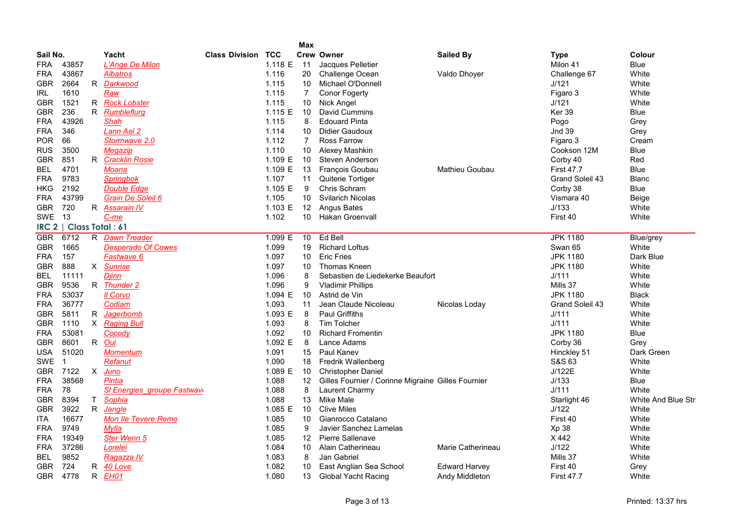| Sail No. | | | Yacht | Class Division | TCC | Max Crew | Owner | Sailed By | Type | Colour |
|---|---|---|---|---|---|---|---|---|---|---|
| FRA | 43857 | | L'Ange De Milon | | 1.118 E | 11 | Jacques Pelletier | | Milon 41 | Blue |
| FRA | 43867 | | Albatros | | 1.116 | 20 | Challenge Ocean | Valdo Dhoyer | Challenge 67 | White |
| GBR | 2664 | R | Darkwood | | 1.115 | 10 | Michael O'Donnell | | J/121 | White |
| IRL | 1610 | | Raw | | 1.115 | 7 | Conor Fogerty | | Figaro 3 | White |
| GBR | 1521 | R | Rock Lobster | | 1.115 | 10 | Nick Angel | | J/121 | White |
| GBR | 236 | R | Rumbleflurg | | 1.115 E | 10 | David Cummins | | Ker 39 | Blue |
| FRA | 43926 | | Shah | | 1.115 | 8 | Edouard Pinta | | Pogo | Grey |
| FRA | 346 | | Lann Ael 2 | | 1.114 | 10 | Didier Gaudoux | | Jnd 39 | Grey |
| POR | 66 | | Stormwave 2.0 | | 1.112 | 7 | Ross Farrow | | Figaro 3 | Cream |
| RUS | 3500 | | Megazip | | 1.110 | 10 | Alexey Mashkin | | Cookson 12M | Blue |
| GBR | 851 | R | Cracklin Rosie | | 1.109 E | 10 | Steven Anderson | | Corby 40 | Red |
| BEL | 4701 | | Moana | | 1.109 E | 13 | François Goubau | Mathieu Goubau | First 47.7 | Blue |
| FRA | 9783 | | Springbok | | 1.107 | 11 | Quiterie Tortiger | | Grand Soleil 43 | Blanc |
| HKG | 2192 | | Double Edge | | 1.105 E | 9 | Chris Schram | | Corby 38 | Blue |
| FRA | 43799 | | Grain De Soleil 6 | | 1.105 | 10 | Svilarich Nicolas | | Vismara 40 | Beige |
| GBR | 720 | R | Assarain IV | | 1.103 E | 12 | Angus Bates | | J/133 | White |
| SWE | 13 | | C-me | | 1.102 | 10 | Hakan Groenvall | | First 40 | White |

## IRC 2 | Class Total : 61

| Sail No. | | | Yacht | Class Division | TCC | Max Crew | Owner | Sailed By | Type | Colour |
|---|---|---|---|---|---|---|---|---|---|---|
| GBR | 6712 | R | Dawn Treader | | 1.099 E | 10 | Ed Bell | | JPK 1180 | Blue/grey |
| GBR | 1665 | | Desperado Of Cowes | | 1.099 | 19 | Richard Loftus | | Swan 65 | White |
| FRA | 157 | | Fastwave 6 | | 1.097 | 10 | Eric Fries | | JPK 1180 | Dark Blue |
| GBR | 888 | X | Sunrise | | 1.097 | 10 | Thomas Kneen | | JPK 1180 | White |
| BEL | 11111 | | Djinn | | 1.096 | 8 | Sebastien de Liedekerke Beaufort | | J/111 | White |
| GBR | 9536 | R | Thunder 2 | | 1.096 | 9 | Vladimir Phillips | | Mills 37 | White |
| FRA | 53037 | | Il Corvo | | 1.094 E | 10 | Astrid de Vin | | JPK 1180 | Black |
| FRA | 36777 | | Codiam | | 1.093 | 11 | Jean Claude Nicoleau | Nicolas Loday | Grand Soleil 43 | White |
| GBR | 5811 | R | Jagerbomb | | 1.093 E | 8 | Paul Griffiths | | J/111 | White |
| GBR | 1110 | X | Raging Bull | | 1.093 | 8 | Tim Tolcher | | J/111 | White |
| FRA | 53081 | | Cocody | | 1.092 | 10 | Richard Fromentin | | JPK 1180 | Blue |
| GBR | 8601 | R | Oui | | 1.092 E | 8 | Lance Adams | | Corby 36 | Grey |
| USA | 51020 | | Momentum | | 1.091 | 15 | Paul Kanev | | Hinckley 51 | Dark Green |
| SWE | 1 | | Refanut | | 1.090 | 18 | Fredrik Wallenberg | | S&S 63 | White |
| GBR | 7122 | X | Juno | | 1.089 E | 10 | Christopher Daniel | | J/122E | White |
| FRA | 38568 | | Pintia | | 1.088 | 12 | Gilles Fournier / Corinne Migraine | Gilles Fournier | J/133 | Blue |
| FRA | 78 | | Sl Energies_groupe Fastwave | | 1.088 | 8 | Laurent Charmy | | J/111 | White |
| GBR | 8394 | T | Sophia | | 1.088 | 13 | Mike Male | | Starlight 46 | White And Blue Stri |
| GBR | 3922 | R | Jangle | | 1.085 E | 10 | Clive Miles | | J/122 | White |
| ITA | 16677 | | Mon Ile Tevere Remo | | 1.085 | 10 | Gianrocco Catalano | | First 40 | White |
| FRA | 9749 | | Mylla | | 1.085 | 9 | Javier Sanchez Lamelas | | Xp 38 | White |
| FRA | 19349 | | Ster Wenn 5 | | 1.085 | 12 | Pierre Sallenave | | X 442 | White |
| FRA | 37286 | | Lorelei | | 1.084 | 10 | Alain Catherineau | Marie Catherineau | J/122 | White |
| BEL | 9852 | | Ragazza IV | | 1.083 | 8 | Jan Gabriel | | Mills 37 | White |
| GBR | 724 | R | 40 Love | | 1.082 | 10 | East Anglian Sea School | Edward Harvey | First 40 | Grey |
| GBR | 4778 | R | EH01 | | 1.080 | 13 | Global Yacht Racing | Andy Middleton | First 47.7 | White |

Printed: 13:37 hrs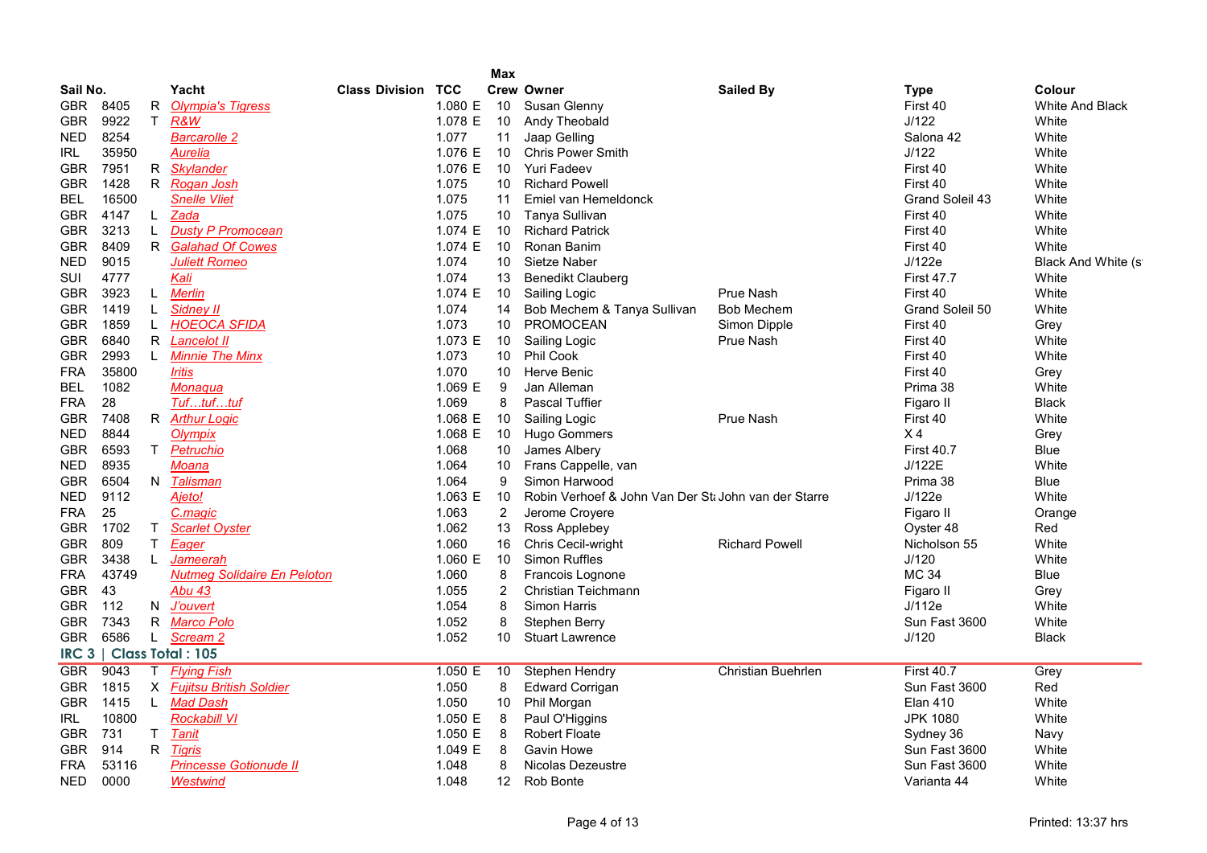| Sail No. | | | Yacht | Class Division | TCC | Max Crew | Owner | Sailed By | Type | Colour |
|---|---|---|---|---|---|---|---|---|---|---|
| GBR | 8405 | R | Olympia's Tigress | | 1.080 E | 10 | Susan Glenny | | First 40 | White And Black |
| GBR | 9922 | T | R&W | | 1.078 E | 10 | Andy Theobald | | J/122 | White |
| NED | 8254 | | Barcarolle 2 | | 1.077 | 11 | Jaap Gelling | | Salona 42 | White |
| IRL | 35950 | | Aurelia | | 1.076 E | 10 | Chris Power Smith | | J/122 | White |
| GBR | 7951 | R | Skylander | | 1.076 E | 10 | Yuri Fadeev | | First 40 | White |
| GBR | 1428 | R | Rogan Josh | | 1.075 | 10 | Richard Powell | | First 40 | White |
| BEL | 16500 | | Snelle Vliet | | 1.075 | 11 | Emiel van Hemeldonck | | Grand Soleil 43 | White |
| GBR | 4147 | L | Zada | | 1.075 | 10 | Tanya Sullivan | | First 40 | White |
| GBR | 3213 | L | Dusty P Promocean | | 1.074 E | 10 | Richard Patrick | | First 40 | White |
| GBR | 8409 | R | Galahad Of Cowes | | 1.074 E | 10 | Ronan Banim | | First 40 | White |
| NED | 9015 | | Juliett Romeo | | 1.074 | 10 | Sietze Naber | | J/122e | Black And White (s |
| SUI | 4777 | | Kali | | 1.074 | 13 | Benedikt Clauberg | | First 47.7 | White |
| GBR | 3923 | L | Merlin | | 1.074 E | 10 | Sailing Logic | Prue Nash | First 40 | White |
| GBR | 1419 | L | Sidney II | | 1.074 | 14 | Bob Mechem & Tanya Sullivan | Bob Mechem | Grand Soleil 50 | White |
| GBR | 1859 | L | HOEOCA SFIDA | | 1.073 | 10 | PROMOCEAN | Simon Dipple | First 40 | Grey |
| GBR | 6840 | R | Lancelot II | | 1.073 E | 10 | Sailing Logic | Prue Nash | First 40 | White |
| GBR | 2993 | L | Minnie The Minx | | 1.073 | 10 | Phil Cook | | First 40 | White |
| FRA | 35800 | | Iritis | | 1.070 | 10 | Herve Benic | | First 40 | Grey |
| BEL | 1082 | | Monaqua | | 1.069 E | 9 | Jan Alleman | | Prima 38 | White |
| FRA | 28 | | Tuf…tuf…tuf | | 1.069 | 8 | Pascal Tuffier | | Figaro II | Black |
| GBR | 7408 | R | Arthur Logic | | 1.068 E | 10 | Sailing Logic | Prue Nash | First 40 | White |
| NED | 8844 | | Olympix | | 1.068 E | 10 | Hugo Gommers | | X 4 | Grey |
| GBR | 6593 | T | Petruchio | | 1.068 | 10 | James Albery | | First 40.7 | Blue |
| NED | 8935 | | Moana | | 1.064 | 10 | Frans Cappelle, van | | J/122E | White |
| GBR | 6504 | N | Talisman | | 1.064 | 9 | Simon Harwood | | Prima 38 | Blue |
| NED | 9112 | | Ajeto! | | 1.063 E | 10 | Robin Verhoef & John Van Der St | John van der Starre | J/122e | White |
| FRA | 25 | | C.magic | | 1.063 | 2 | Jerome Croyere | | Figaro II | Orange |
| GBR | 1702 | T | Scarlet Oyster | | 1.062 | 13 | Ross Applebey | | Oyster 48 | Red |
| GBR | 809 | T | Eager | | 1.060 | 16 | Chris Cecil-wright | Richard Powell | Nicholson 55 | White |
| GBR | 3438 | L | Jameerah | | 1.060 E | 10 | Simon Ruffles | | J/120 | White |
| FRA | 43749 | | Nutmeg Solidaire En Peloton | | 1.060 | 8 | Francois Lognone | | MC 34 | Blue |
| GBR | 43 | | Abu 43 | | 1.055 | 2 | Christian Teichmann | | Figaro II | Grey |
| GBR | 112 | N | J'ouvert | | 1.054 | 8 | Simon Harris | | J/112e | White |
| GBR | 7343 | R | Marco Polo | | 1.052 | 8 | Stephen Berry | | Sun Fast 3600 | White |
| GBR | 6586 | L | Scream 2 | | 1.052 | 10 | Stuart Lawrence | | J/120 | Black |

## IRC 3 | Class Total : 105

| Sail No. | | | Yacht | Class Division | TCC | Max Crew | Owner | Sailed By | Type | Colour |
|---|---|---|---|---|---|---|---|---|---|---|
| GBR | 9043 | T | Flying Fish | | 1.050 E | 10 | Stephen Hendry | Christian Buehrlen | First 40.7 | Grey |
| GBR | 1815 | X | Fujitsu British Soldier | | 1.050 | 8 | Edward Corrigan | | Sun Fast 3600 | Red |
| GBR | 1415 | L | Mad Dash | | 1.050 | 10 | Phil Morgan | | Elan 410 | White |
| IRL | 10800 | | Rockabill VI | | 1.050 E | 8 | Paul O'Higgins | | JPK 1080 | White |
| GBR | 731 | T | Tanit | | 1.050 E | 8 | Robert Floate | | Sydney 36 | Navy |
| GBR | 914 | R | Tigris | | 1.049 E | 8 | Gavin Howe | | Sun Fast 3600 | White |
| FRA | 53116 | | Princesse Gotionude II | | 1.048 | 8 | Nicolas Dezeustre | | Sun Fast 3600 | White |
| NED | 0000 | | Westwind | | 1.048 | 12 | Rob Bonte | | Varianta 44 | White |

Printed: 13:37 hrs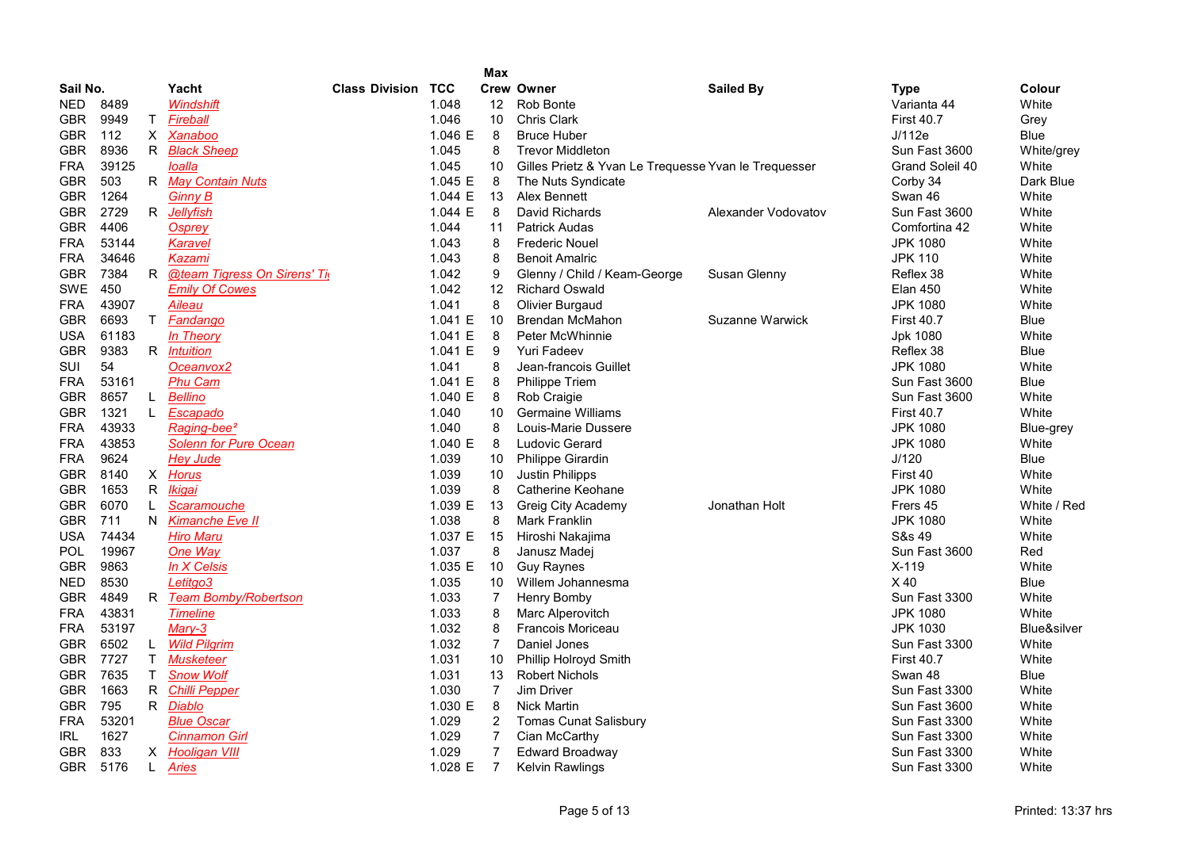| Sail No. | | | Yacht | Class Division | TCC | | Max Crew | Owner | Sailed By | Type | Colour |
|---|---|---|---|---|---|---|---|---|---|---|---|
| NED | 8489 | | Windshift | | 1.048 | | 12 | Rob Bonte | | Varianta 44 | White |
| GBR | 9949 | T | Fireball | | 1.046 | | 10 | Chris Clark | | First 40.7 | Grey |
| GBR | 112 | X | Xanaboo | | 1.046 | E | 8 | Bruce Huber | | J/112e | Blue |
| GBR | 8936 | R | Black Sheep | | 1.045 | | 8 | Trevor Middleton | | Sun Fast 3600 | White/grey |
| FRA | 39125 | | Ioalla | | 1.045 | | 10 | Gilles Prietz & Yvan Le Trequesse | Yvan le Trequesser | Grand Soleil 40 | White |
| GBR | 503 | R | May Contain Nuts | | 1.045 | E | 8 | The Nuts Syndicate | | Corby 34 | Dark Blue |
| GBR | 1264 | | Ginny B | | 1.044 | E | 13 | Alex Bennett | | Swan 46 | White |
| GBR | 2729 | R | Jellyfish | | 1.044 | E | 8 | David Richards | Alexander Vodovatov | Sun Fast 3600 | White |
| GBR | 4406 | | Osprey | | 1.044 | | 11 | Patrick Audas | | Comfortina 42 | White |
| FRA | 53144 | | Karavel | | 1.043 | | 8 | Frederic Nouel | | JPK 1080 | White |
| FRA | 34646 | | Kazami | | 1.043 | | 8 | Benoit Amalric | | JPK 110 | White |
| GBR | 7384 | R | @team Tigress On Sirens' Ti | | 1.042 | | 9 | Glenny / Child / Keam-George | Susan Glenny | Reflex 38 | White |
| SWE | 450 | | Emily Of Cowes | | 1.042 | | 12 | Richard Oswald | | Elan 450 | White |
| FRA | 43907 | | Aileau | | 1.041 | | 8 | Olivier Burgaud | | JPK 1080 | White |
| GBR | 6693 | T | Fandango | | 1.041 | E | 10 | Brendan McMahon | Suzanne Warwick | First 40.7 | Blue |
| USA | 61183 | | In Theory | | 1.041 | E | 8 | Peter McWhinnie | | Jpk 1080 | White |
| GBR | 9383 | R | Intuition | | 1.041 | E | 9 | Yuri Fadeev | | Reflex 38 | Blue |
| SUI | 54 | | Oceanvox2 | | 1.041 | | 8 | Jean-francois Guillet | | JPK 1080 | White |
| FRA | 53161 | | Phu Cam | | 1.041 | E | 8 | Philippe Triem | | Sun Fast 3600 | Blue |
| GBR | 8657 | L | Bellino | | 1.040 | E | 8 | Rob Craigie | | Sun Fast 3600 | White |
| GBR | 1321 | L | Escapado | | 1.040 | | 10 | Germaine Williams | | First 40.7 | White |
| FRA | 43933 | | Raging-bee² | | 1.040 | | 8 | Louis-Marie Dussere | | JPK 1080 | Blue-grey |
| FRA | 43853 | | Solenn for Pure Ocean | | 1.040 | E | 8 | Ludovic Gerard | | JPK 1080 | White |
| FRA | 9624 | | Hey Jude | | 1.039 | | 10 | Philippe Girardin | | J/120 | Blue |
| GBR | 8140 | X | Horus | | 1.039 | | 10 | Justin Philipps | | First 40 | White |
| GBR | 1653 | R | Ikigai | | 1.039 | | 8 | Catherine Keohane | | JPK 1080 | White |
| GBR | 6070 | L | Scaramouche | | 1.039 | E | 13 | Greig City Academy | Jonathan Holt | Frers 45 | White / Red |
| GBR | 711 | N | Kimanche Eve II | | 1.038 | | 8 | Mark Franklin | | JPK 1080 | White |
| USA | 74434 | | Hiro Maru | | 1.037 | E | 15 | Hiroshi Nakajima | | S&s 49 | White |
| POL | 19967 | | One Way | | 1.037 | | 8 | Janusz Madej | | Sun Fast 3600 | Red |
| GBR | 9863 | | In X Celsis | | 1.035 | E | 10 | Guy Raynes | | X-119 | White |
| NED | 8530 | | Letitgo3 | | 1.035 | | 10 | Willem Johannesma | | X 40 | Blue |
| GBR | 4849 | R | Team Bomby/Robertson | | 1.033 | | 7 | Henry Bomby | | Sun Fast 3300 | White |
| FRA | 43831 | | Timeline | | 1.033 | | 8 | Marc Alperovitch | | JPK 1080 | White |
| FRA | 53197 | | Mary-3 | | 1.032 | | 8 | Francois Moriceau | | JPK 1030 | Blue&silver |
| GBR | 6502 | L | Wild Pilgrim | | 1.032 | | 7 | Daniel Jones | | Sun Fast 3300 | White |
| GBR | 7727 | T | Musketeer | | 1.031 | | 10 | Phillip Holroyd Smith | | First 40.7 | White |
| GBR | 7635 | T | Snow Wolf | | 1.031 | | 13 | Robert Nichols | | Swan 48 | Blue |
| GBR | 1663 | R | Chilli Pepper | | 1.030 | | 7 | Jim Driver | | Sun Fast 3300 | White |
| GBR | 795 | R | Diablo | | 1.030 | E | 8 | Nick Martin | | Sun Fast 3600 | White |
| FRA | 53201 | | Blue Oscar | | 1.029 | | 2 | Tomas Cunat Salisbury | | Sun Fast 3300 | White |
| IRL | 1627 | | Cinnamon Girl | | 1.029 | | 7 | Cian McCarthy | | Sun Fast 3300 | White |
| GBR | 833 | X | Hooligan VIII | | 1.029 | | 7 | Edward Broadway | | Sun Fast 3300 | White |
| GBR | 5176 | L | Aries | | 1.028 | E | 7 | Kelvin Rawlings | | Sun Fast 3300 | White |

Printed: 13:37 hrs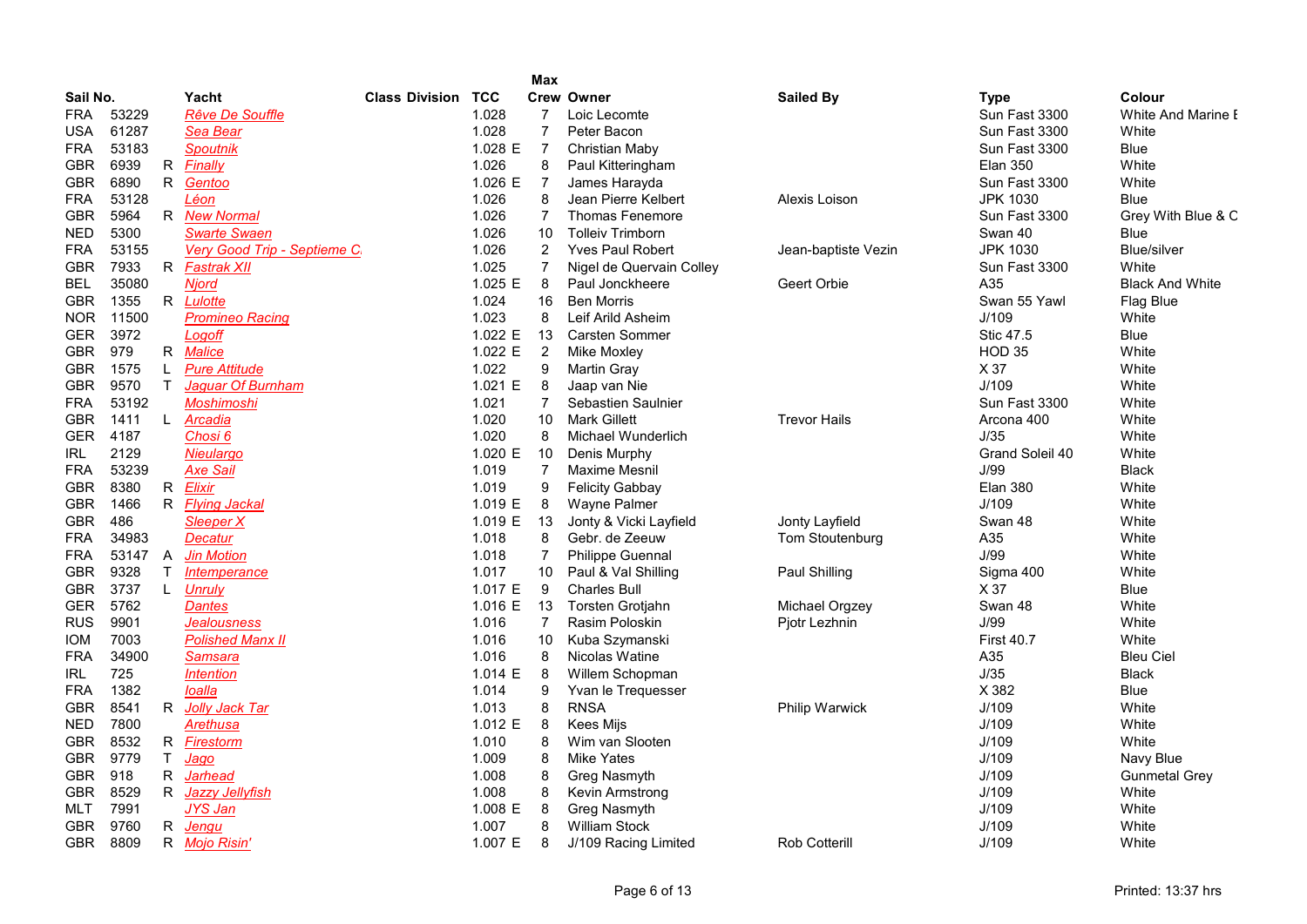| Sail No. | | | Yacht | Class Division | TCC | Max Crew | Owner | Sailed By | Type | Colour |
|---|---|---|---|---|---|---|---|---|---|---|
| FRA | 53229 | | Rêve De Souffle | | 1.028 | 7 | Loic Lecomte | | Sun Fast 3300 | White And Marine E |
| USA | 61287 | | Sea Bear | | 1.028 | 7 | Peter Bacon | | Sun Fast 3300 | White |
| FRA | 53183 | | Spoutnik | | 1.028 E | 7 | Christian Maby | | Sun Fast 3300 | Blue |
| GBR | 6939 | R | Finally | | 1.026 | 8 | Paul Kitteringham | | Elan 350 | White |
| GBR | 6890 | R | Gentoo | | 1.026 E | 7 | James Harayda | | Sun Fast 3300 | White |
| FRA | 53128 | | Léon | | 1.026 | 8 | Jean Pierre Kelbert | Alexis Loison | JPK 1030 | Blue |
| GBR | 5964 | R | New Normal | | 1.026 | 7 | Thomas Fenemore | | Sun Fast 3300 | Grey With Blue & C |
| NED | 5300 | | Swarte Swaen | | 1.026 | 10 | Tolleiv Trimborn | | Swan 40 | Blue |
| FRA | 53155 | | Very Good Trip - Septieme C. | | 1.026 | 2 | Yves Paul Robert | Jean-baptiste Vezin | JPK 1030 | Blue/silver |
| GBR | 7933 | R | Fastrak XII | | 1.025 | 7 | Nigel de Quervain Colley | | Sun Fast 3300 | White |
| BEL | 35080 | | Njord | | 1.025 E | 8 | Paul Jonckheere | Geert Orbie | A35 | Black And White |
| GBR | 1355 | R | Lulotte | | 1.024 | 16 | Ben Morris | | Swan 55 Yawl | Flag Blue |
| NOR | 11500 | | Promineo Racing | | 1.023 | 8 | Leif Arild Asheim | | J/109 | White |
| GER | 3972 | | Logoff | | 1.022 E | 13 | Carsten Sommer | | Stic 47.5 | Blue |
| GBR | 979 | R | Malice | | 1.022 E | 2 | Mike Moxley | | HOD 35 | White |
| GBR | 1575 | L | Pure Attitude | | 1.022 | 9 | Martin Gray | | X 37 | White |
| GBR | 9570 | T | Jaguar Of Burnham | | 1.021 E | 8 | Jaap van Nie | | J/109 | White |
| FRA | 53192 | | Moshimoshi | | 1.021 | 7 | Sebastien Saulnier | | Sun Fast 3300 | White |
| GBR | 1411 | L | Arcadia | | 1.020 | 10 | Mark Gillett | Trevor Hails | Arcona 400 | White |
| GER | 4187 | | Chosi 6 | | 1.020 | 8 | Michael Wunderlich | | J/35 | White |
| IRL | 2129 | | Nieulargo | | 1.020 E | 10 | Denis Murphy | | Grand Soleil 40 | White |
| FRA | 53239 | | Axe Sail | | 1.019 | 7 | Maxime Mesnil | | J/99 | Black |
| GBR | 8380 | R | Elixir | | 1.019 | 9 | Felicity Gabbay | | Elan 380 | White |
| GBR | 1466 | R | Flying Jackal | | 1.019 E | 8 | Wayne Palmer | | J/109 | White |
| GBR | 486 | | Sleeper X | | 1.019 E | 13 | Jonty & Vicki Layfield | Jonty Layfield | Swan 48 | White |
| FRA | 34983 | | Decatur | | 1.018 | 8 | Gebr. de Zeeuw | Tom Stoutenburg | A35 | White |
| FRA | 53147 | A | Jin Motion | | 1.018 | 7 | Philippe Guennal | | J/99 | White |
| GBR | 9328 | T | Intemperance | | 1.017 | 10 | Paul & Val Shilling | Paul Shilling | Sigma 400 | White |
| GBR | 3737 | L | Unruly | | 1.017 E | 9 | Charles Bull | | X 37 | Blue |
| GER | 5762 | | Dantes | | 1.016 E | 13 | Torsten Grotjahn | Michael Orgzey | Swan 48 | White |
| RUS | 9901 | | Jealousness | | 1.016 | 7 | Rasim Poloskin | Pjotr Lezhnin | J/99 | White |
| IOM | 7003 | | Polished Manx II | | 1.016 | 10 | Kuba Szymanski | | First 40.7 | White |
| FRA | 34900 | | Samsara | | 1.016 | 8 | Nicolas Watine | | A35 | Bleu Ciel |
| IRL | 725 | | Intention | | 1.014 E | 8 | Willem Schopman | | J/35 | Black |
| FRA | 1382 | | Ioalla | | 1.014 | 9 | Yvan le Trequesser | | X 382 | Blue |
| GBR | 8541 | R | Jolly Jack Tar | | 1.013 | 8 | RNSA | Philip Warwick | J/109 | White |
| NED | 7800 | | Arethusa | | 1.012 E | 8 | Kees Mijs | | J/109 | White |
| GBR | 8532 | R | Firestorm | | 1.010 | 8 | Wim van Slooten | | J/109 | White |
| GBR | 9779 | T | Jago | | 1.009 | 8 | Mike Yates | | J/109 | Navy Blue |
| GBR | 918 | R | Jarhead | | 1.008 | 8 | Greg Nasmyth | | J/109 | Gunmetal Grey |
| GBR | 8529 | R | Jazzy Jellyfish | | 1.008 | 8 | Kevin Armstrong | | J/109 | White |
| MLT | 7991 | | JYS Jan | | 1.008 E | 8 | Greg Nasmyth | | J/109 | White |
| GBR | 9760 | R | Jengu | | 1.007 | 8 | William Stock | | J/109 | White |
| GBR | 8809 | R | Mojo Risin' | | 1.007 E | 8 | J/109 Racing Limited | Rob Cotterill | J/109 | White |

Printed: 13:37 hrs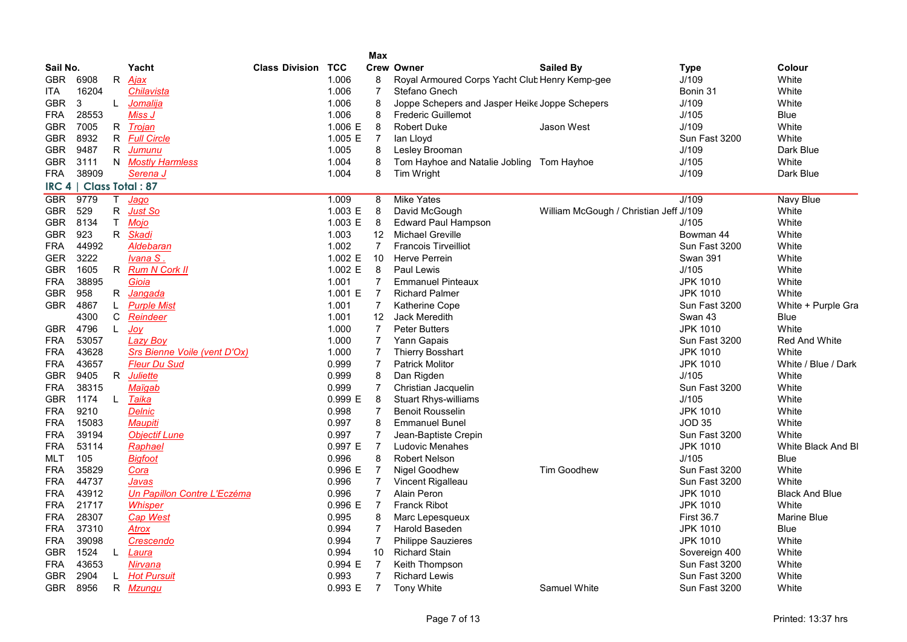| Sail No. | | | Yacht | Class Division | TCC | Max Crew | Owner | Sailed By | Type | Colour |
|---|---|---|---|---|---|---|---|---|---|---|
| GBR | 6908 | R | Ajax | | 1.006 | 8 | Royal Armoured Corps Yacht Club | Henry Kemp-gee | J/109 | White |
| ITA | 16204 | | Chilavista | | 1.006 | 7 | Stefano Gnech | | Bonin 31 | White |
| GBR | 3 | L | Jomalija | | 1.006 | 8 | Joppe Schepers and Jasper Heike | Joppe Schepers | J/109 | White |
| FRA | 28553 | | Miss J | | 1.006 | 8 | Frederic Guillemot | | J/105 | Blue |
| GBR | 7005 | R | Trojan | | 1.006 E | 8 | Robert Duke | Jason West | J/109 | White |
| GBR | 8932 | R | Full Circle | | 1.005 E | 7 | Ian Lloyd | | Sun Fast 3200 | White |
| GBR | 9487 | R | Jumunu | | 1.005 | 8 | Lesley Brooman | | J/109 | Dark Blue |
| GBR | 3111 | N | Mostly Harmless | | 1.004 | 8 | Tom Hayhoe and Natalie Jobling | Tom Hayhoe | J/105 | White |
| FRA | 38909 | | Serena J | | 1.004 | 8 | Tim Wright | | J/109 | Dark Blue |

## IRC 4 | Class Total : 87

| Sail No. | | | Yacht | Class Division | TCC | Max Crew | Owner | Sailed By | Type | Colour |
|---|---|---|---|---|---|---|---|---|---|---|
| GBR | 9779 | T | Jago | | 1.009 | 8 | Mike Yates | | J/109 | Navy Blue |
| GBR | 529 | R | Just So | | 1.003 E | 8 | David McGough | William McGough / Christian Jeff | J/109 | White |
| GBR | 8134 | T | Mojo | | 1.003 E | 8 | Edward Paul Hampson | | J/105 | White |
| GBR | 923 | R | Skadi | | 1.003 | 12 | Michael Greville | | Bowman 44 | White |
| FRA | 44992 | | Aldebaran | | 1.002 | 7 | Francois Tirveilliot | | Sun Fast 3200 | White |
| GER | 3222 | | Ivana S . | | 1.002 E | 10 | Herve Perrein | | Swan 391 | White |
| GBR | 1605 | R | Rum N Cork II | | 1.002 E | 8 | Paul Lewis | | J/105 | White |
| FRA | 38895 | | Gioia | | 1.001 | 7 | Emmanuel Pinteaux | | JPK 1010 | White |
| GBR | 958 | R | Jangada | | 1.001 E | 7 | Richard Palmer | | JPK 1010 | White |
| GBR | 4867 | L | Purple Mist | | 1.001 | 7 | Katherine Cope | | Sun Fast 3200 | White + Purple Gra |
| | 4300 | C | Reindeer | | 1.001 | 12 | Jack Meredith | | Swan 43 | Blue |
| GBR | 4796 | L | Joy | | 1.000 | 7 | Peter Butters | | JPK 1010 | White |
| FRA | 53057 | | Lazy Boy | | 1.000 | 7 | Yann Gapais | | Sun Fast 3200 | Red And White |
| FRA | 43628 | | Srs Bienne Voile (vent D'Ox) | | 1.000 | 7 | Thierry Bosshart | | JPK 1010 | White |
| FRA | 43657 | | Fleur Du Sud | | 0.999 | 7 | Patrick Molitor | | JPK 1010 | White / Blue / Dark |
| GBR | 9405 | R | Juliette | | 0.999 | 8 | Dan Rigden | | J/105 | White |
| FRA | 38315 | | Maïgab | | 0.999 | 7 | Christian Jacquelin | | Sun Fast 3200 | White |
| GBR | 1174 | L | Taika | | 0.999 E | 8 | Stuart Rhys-williams | | J/105 | White |
| FRA | 9210 | | Delnic | | 0.998 | 7 | Benoit Rousselin | | JPK 1010 | White |
| FRA | 15083 | | Maupiti | | 0.997 | 8 | Emmanuel Bunel | | JOD 35 | White |
| FRA | 39194 | | Objectif Lune | | 0.997 | 7 | Jean-Baptiste Crepin | | Sun Fast 3200 | White |
| FRA | 53114 | | Raphael | | 0.997 E | 7 | Ludovic Menahes | | JPK 1010 | White Black And Bl |
| MLT | 105 | | Bigfoot | | 0.996 | 8 | Robert Nelson | | J/105 | Blue |
| FRA | 35829 | | Cora | | 0.996 E | 7 | Nigel Goodhew | Tim Goodhew | Sun Fast 3200 | White |
| FRA | 44737 | | Javas | | 0.996 | 7 | Vincent Rigalleau | | Sun Fast 3200 | White |
| FRA | 43912 | | Un Papillon Contre L'Eczéma | | 0.996 | 7 | Alain Peron | | JPK 1010 | Black And Blue |
| FRA | 21717 | | Whisper | | 0.996 E | 7 | Franck Ribot | | JPK 1010 | White |
| FRA | 28307 | | Cap West | | 0.995 | 8 | Marc Lepesqueux | | First 36.7 | Marine Blue |
| FRA | 37310 | | Atrox | | 0.994 | 7 | Harold Baseden | | JPK 1010 | Blue |
| FRA | 39098 | | Crescendo | | 0.994 | 7 | Philippe Sauzieres | | JPK 1010 | White |
| GBR | 1524 | L | Laura | | 0.994 | 10 | Richard Stain | | Sovereign 400 | White |
| FRA | 43653 | | Nirvana | | 0.994 E | 7 | Keith Thompson | | Sun Fast 3200 | White |
| GBR | 2904 | L | Hot Pursuit | | 0.993 | 7 | Richard Lewis | | Sun Fast 3200 | White |
| GBR | 8956 | R | Mzungu | | 0.993 E | 7 | Tony White | Samuel White | Sun Fast 3200 | White |

Printed: 13:37 hrs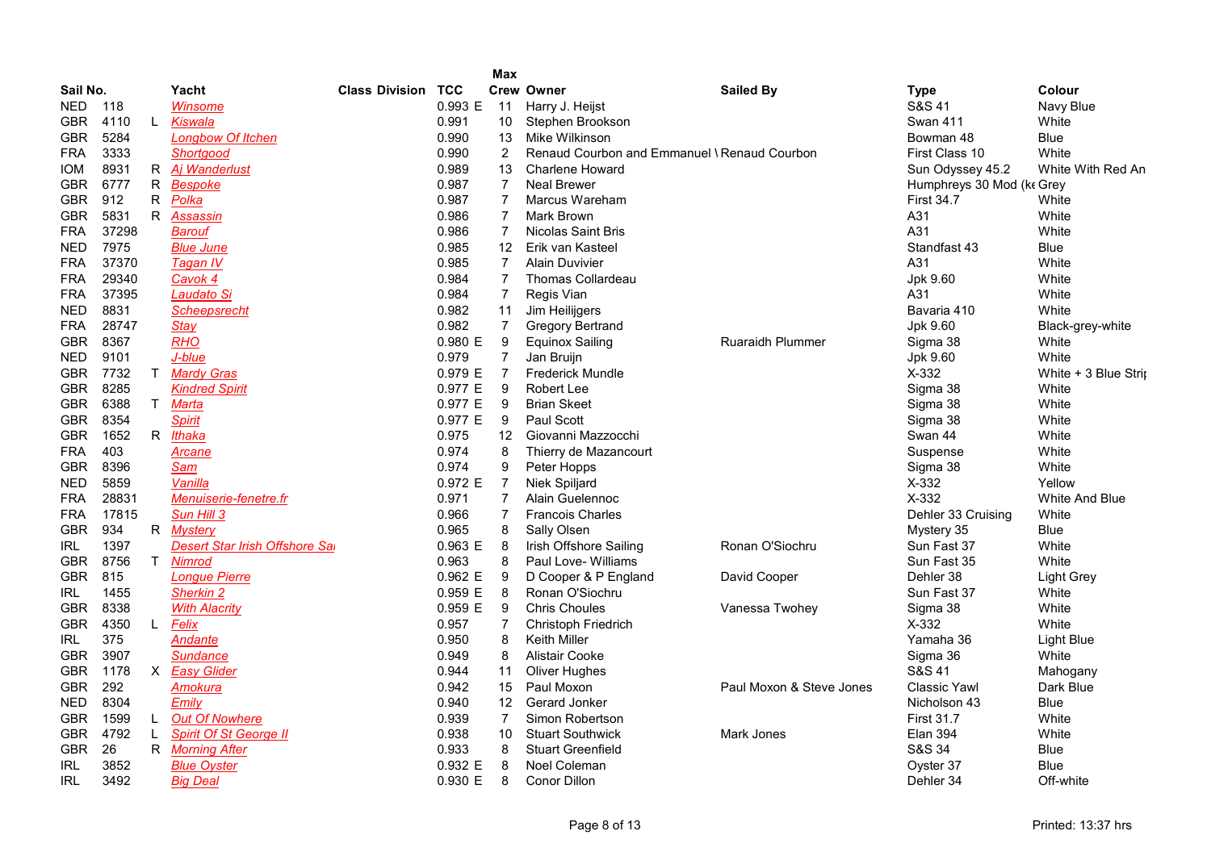| Sail No. | | | Yacht | Class | Division | TCC | | Max Crew | Owner | Sailed By | Type | Colour |
|---|---|---|---|---|---|---|---|---|---|---|---|---|
| NED | 118 | | Winsome | | | 0.993 | E | 11 | Harry J. Heijst | | S&S 41 | Navy Blue |
| GBR | 4110 | L | Kiswala | | | 0.991 | | 10 | Stephen Brookson | | Swan 411 | White |
| GBR | 5284 | | Longbow Of Itchen | | | 0.990 | | 13 | Mike Wilkinson | | Bowman 48 | Blue |
| FRA | 3333 | | Shortgood | | | 0.990 | | 2 | Renaud Courbon and Emmanuel \ | Renaud Courbon | First Class 10 | White |
| IOM | 8931 | R | Aj Wanderlust | | | 0.989 | | 13 | Charlene Howard | | Sun Odyssey 45.2 | White With Red An |
| GBR | 6777 | R | Bespoke | | | 0.987 | | 7 | Neal Brewer | | Humphreys 30 Mod (ke | Grey |
| GBR | 912 | R | Polka | | | 0.987 | | 7 | Marcus Wareham | | First 34.7 | White |
| GBR | 5831 | R | Assassin | | | 0.986 | | 7 | Mark Brown | | A31 | White |
| FRA | 37298 | | Barouf | | | 0.986 | | 7 | Nicolas Saint Bris | | A31 | White |
| NED | 7975 | | Blue June | | | 0.985 | | 12 | Erik van Kasteel | | Standfast 43 | Blue |
| FRA | 37370 | | Tagan IV | | | 0.985 | | 7 | Alain Duvivier | | A31 | White |
| FRA | 29340 | | Cavok 4 | | | 0.984 | | 7 | Thomas Collardeau | | Jpk 9.60 | White |
| FRA | 37395 | | Laudato Si | | | 0.984 | | 7 | Regis Vian | | A31 | White |
| NED | 8831 | | Scheepsrecht | | | 0.982 | | 11 | Jim Heilijgers | | Bavaria 410 | White |
| FRA | 28747 | | Stay | | | 0.982 | | 7 | Gregory Bertrand | | Jpk 9.60 | Black-grey-white |
| GBR | 8367 | | RHO | | | 0.980 | E | 9 | Equinox Sailing | Ruaraidh Plummer | Sigma 38 | White |
| NED | 9101 | | J-blue | | | 0.979 | | 7 | Jan Bruijn | | Jpk 9.60 | White |
| GBR | 7732 | T | Mardy Gras | | | 0.979 | E | 7 | Frederick Mundle | | X-332 | White + 3 Blue Strip |
| GBR | 8285 | | Kindred Spirit | | | 0.977 | E | 9 | Robert Lee | | Sigma 38 | White |
| GBR | 6388 | T | Marta | | | 0.977 | E | 9 | Brian Skeet | | Sigma 38 | White |
| GBR | 8354 | | Spirit | | | 0.977 | E | 9 | Paul Scott | | Sigma 38 | White |
| GBR | 1652 | R | Ithaka | | | 0.975 | | 12 | Giovanni Mazzocchi | | Swan 44 | White |
| FRA | 403 | | Arcane | | | 0.974 | | 8 | Thierry de Mazancourt | | Suspense | White |
| GBR | 8396 | | Sam | | | 0.974 | | 9 | Peter Hopps | | Sigma 38 | White |
| NED | 5859 | | Vanilla | | | 0.972 | E | 7 | Niek Spiljard | | X-332 | Yellow |
| FRA | 28831 | | Menuiserie-fenetre.fr | | | 0.971 | | 7 | Alain Guelennoc | | X-332 | White And Blue |
| FRA | 17815 | | Sun Hill 3 | | | 0.966 | | 7 | Francois Charles | | Dehler 33 Cruising | White |
| GBR | 934 | R | Mystery | | | 0.965 | | 8 | Sally Olsen | | Mystery 35 | Blue |
| IRL | 1397 | | Desert Star Irish Offshore Sai | | | 0.963 | E | 8 | Irish Offshore Sailing | Ronan O'Siochru | Sun Fast 37 | White |
| GBR | 8756 | T | Nimrod | | | 0.963 | | 8 | Paul Love- Williams | | Sun Fast 35 | White |
| GBR | 815 | | Longue Pierre | | | 0.962 | E | 9 | D Cooper & P England | David Cooper | Dehler 38 | Light Grey |
| IRL | 1455 | | Sherkin 2 | | | 0.959 | E | 8 | Ronan O'Siochru | | Sun Fast 37 | White |
| GBR | 8338 | | With Alacrity | | | 0.959 | E | 9 | Chris Choules | Vanessa Twohey | Sigma 38 | White |
| GBR | 4350 | L | Felix | | | 0.957 | | 7 | Christoph Friedrich | | X-332 | White |
| IRL | 375 | | Andante | | | 0.950 | | 8 | Keith Miller | | Yamaha 36 | Light Blue |
| GBR | 3907 | | Sundance | | | 0.949 | | 8 | Alistair Cooke | | Sigma 36 | White |
| GBR | 1178 | X | Easy Glider | | | 0.944 | | 11 | Oliver Hughes | | S&S 41 | Mahogany |
| GBR | 292 | | Amokura | | | 0.942 | | 15 | Paul Moxon | Paul Moxon & Steve Jones | Classic Yawl | Dark Blue |
| NED | 8304 | | Emily | | | 0.940 | | 12 | Gerard Jonker | | Nicholson 43 | Blue |
| GBR | 1599 | L | Out Of Nowhere | | | 0.939 | | 7 | Simon Robertson | | First 31.7 | White |
| GBR | 4792 | L | Spirit Of St George II | | | 0.938 | | 10 | Stuart Southwick | Mark Jones | Elan 394 | White |
| GBR | 26 | R | Morning After | | | 0.933 | | 8 | Stuart Greenfield | | S&S 34 | Blue |
| IRL | 3852 | | Blue Oyster | | | 0.932 | E | 8 | Noel Coleman | | Oyster 37 | Blue |
| IRL | 3492 | | Big Deal | | | 0.930 | E | 8 | Conor Dillon | | Dehler 34 | Off-white |

Printed: 13:37 hrs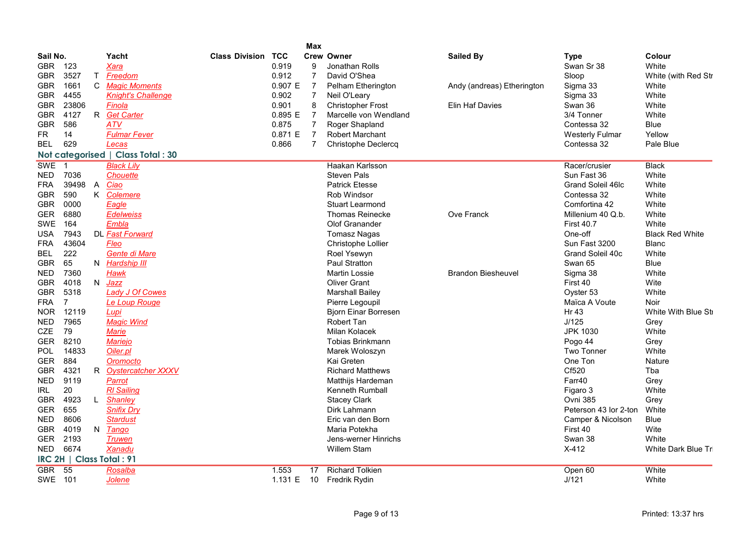| Sail No. | | | Yacht | Class Division | TCC | Max Crew | Owner | Sailed By | Type | Colour |
|---|---|---|---|---|---|---|---|---|---|---|
| GBR | 123 | | Xara | | 0.919 | 9 | Jonathan Rolls | | Swan Sr 38 | White |
| GBR | 3527 | T | Freedom | | 0.912 | 7 | David O'Shea | | Sloop | White (with Red Str |
| GBR | 1661 | C | Magic Moments | | 0.907 E | 7 | Pelham Etherington | Andy (andreas) Etherington | Sigma 33 | White |
| GBR | 4455 | | Knight's Challenge | | 0.902 | 7 | Neil O'Leary | | Sigma 33 | White |
| GBR | 23806 | | Finola | | 0.901 | 8 | Christopher Frost | Elin Haf Davies | Swan 36 | White |
| GBR | 4127 | R | Get Carter | | 0.895 E | 7 | Marcelle von Wendland | | 3/4 Tonner | White |
| GBR | 586 | | ATV | | 0.875 | 7 | Roger Shapland | | Contessa 32 | Blue |
| FR | 14 | | Fulmar Fever | | 0.871 E | 7 | Robert Marchant | | Westerly Fulmar | Yellow |
| BEL | 629 | | Lecas | | 0.866 | 7 | Christophe Declercq | | Contessa 32 | Pale Blue |

## Not categorised | Class Total : 30

| Sail No. | | | Yacht | Class Division | TCC | Max Crew | Owner | Sailed By | Type | Colour |
|---|---|---|---|---|---|---|---|---|---|---|
| SWE | 1 | | Black Lily | | | | Haakan Karlsson | | Racer/crusier | Black |
| NED | 7036 | | Chouette | | | | Steven Pals | | Sun Fast 36 | White |
| FRA | 39498 | A | Ciao | | | | Patrick Etesse | | Grand Soleil 46lc | White |
| GBR | 590 | K | Colemere | | | | Rob Windsor | | Contessa 32 | White |
| GBR | 0000 | | Eagle | | | | Stuart Learmond | | Comfortina 42 | White |
| GER | 6880 | | Edelweiss | | | | Thomas Reinecke | Ove Franck | Millenium 40 Q.b. | White |
| SWE | 164 | | Embla | | | | Olof Granander | | First 40.7 | White |
| USA | 7943 | DL | Fast Forward | | | | Tomasz Nagas | | One-off | Black Red White |
| FRA | 43604 | | Fleo | | | | Christophe Lollier | | Sun Fast 3200 | Blanc |
| BEL | 222 | | Gente di Mare | | | | Roel Ysewyn | | Grand Soleil 40c | White |
| GBR | 65 | N | Hardship III | | | | Paul Stratton | | Swan 65 | Blue |
| NED | 7360 | | Hawk | | | | Martin Lossie | Brandon Biesheuvel | Sigma 38 | White |
| GBR | 4018 | N | Jazz | | | | Oliver Grant | | First 40 | Wite |
| GBR | 5318 | | Lady J Of Cowes | | | | Marshall Bailey | | Oyster 53 | White |
| FRA | 7 | | Le Loup Rouge | | | | Pierre Legoupil | | Maïca A Voute | Noir |
| NOR | 12119 | | Lupi | | | | Bjorn Einar Borresen | | Hr 43 | White With Blue St |
| NED | 7965 | | Magic Wind | | | | Robert Tan | | J/125 | Grey |
| CZE | 79 | | Marie | | | | Milan Kolacek | | JPK 1030 | White |
| GER | 8210 | | Mariejo | | | | Tobias Brinkmann | | Pogo 44 | Grey |
| POL | 14833 | | Oiler.pl | | | | Marek Woloszyn | | Two Tonner | White |
| GER | 884 | | Oromocto | | | | Kai Greten | | One Ton | Nature |
| GBR | 4321 | R | Oystercatcher XXXV | | | | Richard Matthews | | Cf520 | Tba |
| NED | 9119 | | Parrot | | | | Matthijs Hardeman | | Farr40 | Grey |
| IRL | 20 | | Rl Sailing | | | | Kenneth Rumball | | Figaro 3 | White |
| GBR | 4923 | L | Shanley | | | | Stacey Clark | | Ovni 385 | Grey |
| GER | 655 | | Snifix Dry | | | | Dirk Lahmann | | Peterson 43 lor 2-ton | White |
| NED | 8606 | | Stardust | | | | Eric van den Born | | Camper & Nicolson | Blue |
| GBR | 4019 | N | Tango | | | | Maria Potekha | | First 40 | Wite |
| GER | 2193 | | Truwen | | | | Jens-werner Hinrichs | | Swan 38 | White |
| NED | 6674 | | Xanadu | | | | Willem Stam | | X-412 | White Dark Blue Tr |

## IRC 2H | Class Total : 91

| Sail No. | | | Yacht | Class Division | TCC | Max Crew | Owner | Sailed By | Type | Colour |
|---|---|---|---|---|---|---|---|---|---|---|
| GBR | 55 | | Rosalba | | 1.553 | 17 | Richard Tolkien | | Open 60 | White |
| SWE | 101 | | Jolene | | 1.131 E | 10 | Fredrik Rydin | | J/121 | White |

Printed: 13:37 hrs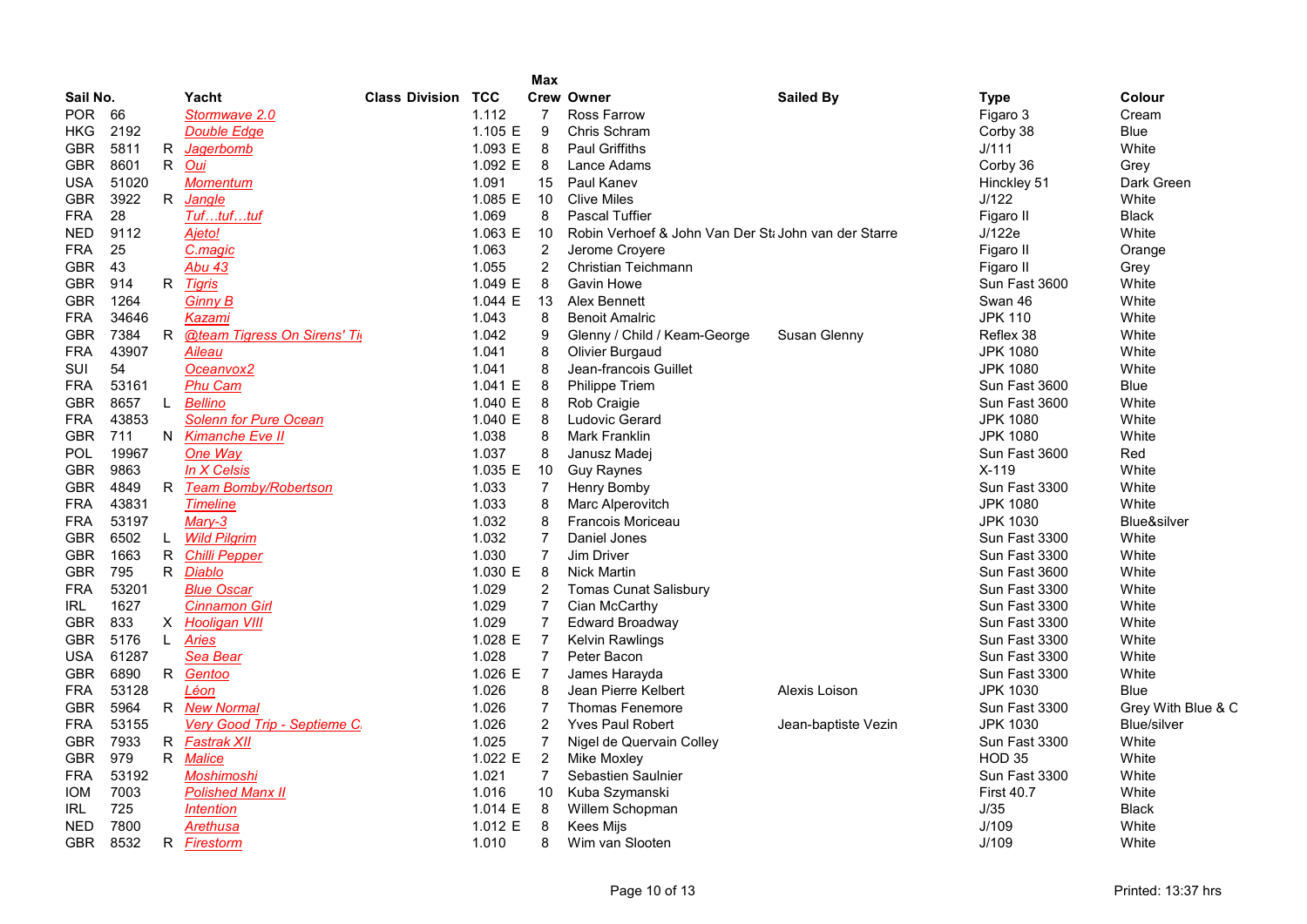| Sail No. | | | Yacht | Class Division | TCC | | Max Crew | Owner | Sailed By | Type | Colour |
|---|---|---|---|---|---|---|---|---|---|---|---|
| POR | 66 | | Stormwave 2.0 | | 1.112 | | 7 | Ross Farrow | | Figaro 3 | Cream |
| HKG | 2192 | | Double Edge | | 1.105 | E | 9 | Chris Schram | | Corby 38 | Blue |
| GBR | 5811 | R | Jagerbomb | | 1.093 | E | 8 | Paul Griffiths | | J/111 | White |
| GBR | 8601 | R | Oui | | 1.092 | E | 8 | Lance Adams | | Corby 36 | Grey |
| USA | 51020 | | Momentum | | 1.091 | | 15 | Paul Kanev | | Hinckley 51 | Dark Green |
| GBR | 3922 | R | Jangle | | 1.085 | E | 10 | Clive Miles | | J/122 | White |
| FRA | 28 | | Tuf…tuf…tuf | | 1.069 | | 8 | Pascal Tuffier | | Figaro II | Black |
| NED | 9112 | | Ajeto! | | 1.063 | E | 10 | Robin Verhoef & John Van Der St | John van der Starre | J/122e | White |
| FRA | 25 | | C.magic | | 1.063 | | 2 | Jerome Croyere | | Figaro II | Orange |
| GBR | 43 | | Abu 43 | | 1.055 | | 2 | Christian Teichmann | | Figaro II | Grey |
| GBR | 914 | R | Tigris | | 1.049 | E | 8 | Gavin Howe | | Sun Fast 3600 | White |
| GBR | 1264 | | Ginny B | | 1.044 | E | 13 | Alex Bennett | | Swan 46 | White |
| FRA | 34646 | | Kazami | | 1.043 | | 8 | Benoit Amalric | | JPK 110 | White |
| GBR | 7384 | R | @team Tigress On Sirens' Ti | | 1.042 | | 9 | Glenny / Child / Keam-George | Susan Glenny | Reflex 38 | White |
| FRA | 43907 | | Aileau | | 1.041 | | 8 | Olivier Burgaud | | JPK 1080 | White |
| SUI | 54 | | Oceanvox2 | | 1.041 | | 8 | Jean-francois Guillet | | JPK 1080 | White |
| FRA | 53161 | | Phu Cam | | 1.041 | E | 8 | Philippe Triem | | Sun Fast 3600 | Blue |
| GBR | 8657 | L | Bellino | | 1.040 | E | 8 | Rob Craigie | | Sun Fast 3600 | White |
| FRA | 43853 | | Solenn for Pure Ocean | | 1.040 | E | 8 | Ludovic Gerard | | JPK 1080 | White |
| GBR | 711 | N | Kimanche Eve II | | 1.038 | | 8 | Mark Franklin | | JPK 1080 | White |
| POL | 19967 | | One Way | | 1.037 | | 8 | Janusz Madej | | Sun Fast 3600 | Red |
| GBR | 9863 | | In X Celsis | | 1.035 | E | 10 | Guy Raynes | | X-119 | White |
| GBR | 4849 | R | Team Bomby/Robertson | | 1.033 | | 7 | Henry Bomby | | Sun Fast 3300 | White |
| FRA | 43831 | | Timeline | | 1.033 | | 8 | Marc Alperovitch | | JPK 1080 | White |
| FRA | 53197 | | Mary-3 | | 1.032 | | 8 | Francois Moriceau | | JPK 1030 | Blue&silver |
| GBR | 6502 | L | Wild Pilgrim | | 1.032 | | 7 | Daniel Jones | | Sun Fast 3300 | White |
| GBR | 1663 | R | Chilli Pepper | | 1.030 | | 7 | Jim Driver | | Sun Fast 3300 | White |
| GBR | 795 | R | Diablo | | 1.030 | E | 8 | Nick Martin | | Sun Fast 3600 | White |
| FRA | 53201 | | Blue Oscar | | 1.029 | | 2 | Tomas Cunat Salisbury | | Sun Fast 3300 | White |
| IRL | 1627 | | Cinnamon Girl | | 1.029 | | 7 | Cian McCarthy | | Sun Fast 3300 | White |
| GBR | 833 | X | Hooligan VIII | | 1.029 | | 7 | Edward Broadway | | Sun Fast 3300 | White |
| GBR | 5176 | L | Aries | | 1.028 | E | 7 | Kelvin Rawlings | | Sun Fast 3300 | White |
| USA | 61287 | | Sea Bear | | 1.028 | | 7 | Peter Bacon | | Sun Fast 3300 | White |
| GBR | 6890 | R | Gentoo | | 1.026 | E | 7 | James Harayda | | Sun Fast 3300 | White |
| FRA | 53128 | | Léon | | 1.026 | | 8 | Jean Pierre Kelbert | Alexis Loison | JPK 1030 | Blue |
| GBR | 5964 | R | New Normal | | 1.026 | | 7 | Thomas Fenemore | | Sun Fast 3300 | Grey With Blue & C |
| FRA | 53155 | | Very Good Trip - Septieme C | | 1.026 | | 2 | Yves Paul Robert | Jean-baptiste Vezin | JPK 1030 | Blue/silver |
| GBR | 7933 | R | Fastrak XII | | 1.025 | | 7 | Nigel de Quervain Colley | | Sun Fast 3300 | White |
| GBR | 979 | R | Malice | | 1.022 | E | 2 | Mike Moxley | | HOD 35 | White |
| FRA | 53192 | | Moshimoshi | | 1.021 | | 7 | Sebastien Saulnier | | Sun Fast 3300 | White |
| IOM | 7003 | | Polished Manx II | | 1.016 | | 10 | Kuba Szymanski | | First 40.7 | White |
| IRL | 725 | | Intention | | 1.014 | E | 8 | Willem Schopman | | J/35 | Black |
| NED | 7800 | | Arethusa | | 1.012 | E | 8 | Kees Mijs | | J/109 | White |
| GBR | 8532 | R | Firestorm | | 1.010 | | 8 | Wim van Slooten | | J/109 | White |

Printed: 13:37 hrs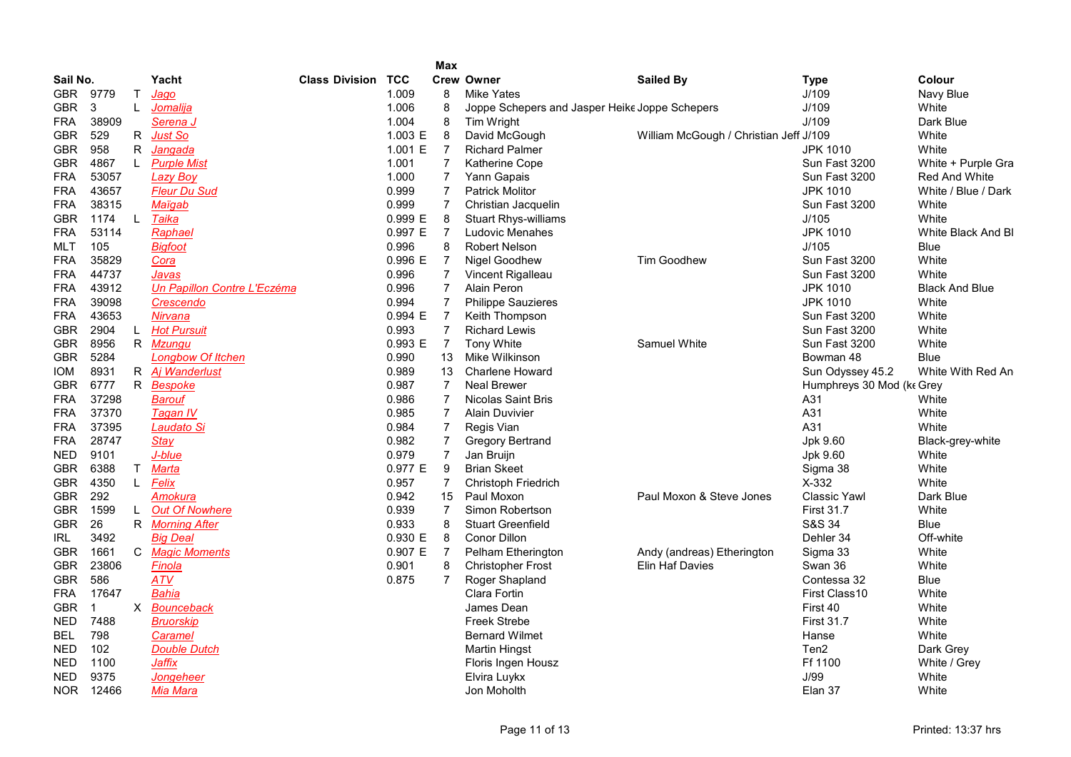| Sail No. | | | Yacht | Class Division | TCC | Max Crew | Owner | Sailed By | Type | Colour |
|---|---|---|---|---|---|---|---|---|---|---|
| GBR | 9779 | T | Jago | | 1.009 | 8 | Mike Yates | | J/109 | Navy Blue |
| GBR | 3 | L | Jomalija | | 1.006 | 8 | Joppe Schepers and Jasper Heike | Joppe Schepers | J/109 | White |
| FRA | 38909 | | Serena J | | 1.004 | 8 | Tim Wright | | J/109 | Dark Blue |
| GBR | 529 | R | Just So | | 1.003 E | 8 | David McGough | William McGough / Christian Jeff | J/109 | White |
| GBR | 958 | R | Jangada | | 1.001 E | 7 | Richard Palmer | | JPK 1010 | White |
| GBR | 4867 | L | Purple Mist | | 1.001 | 7 | Katherine Cope | | Sun Fast 3200 | White + Purple Gra |
| FRA | 53057 | | Lazy Boy | | 1.000 | 7 | Yann Gapais | | Sun Fast 3200 | Red And White |
| FRA | 43657 | | Fleur Du Sud | | 0.999 | 7 | Patrick Molitor | | JPK 1010 | White / Blue / Dark |
| FRA | 38315 | | Maïgab | | 0.999 | 7 | Christian Jacquelin | | Sun Fast 3200 | White |
| GBR | 1174 | L | Taika | | 0.999 E | 8 | Stuart Rhys-williams | | J/105 | White |
| FRA | 53114 | | Raphael | | 0.997 E | 7 | Ludovic Menahes | | JPK 1010 | White Black And Bl |
| MLT | 105 | | Bigfoot | | 0.996 | 8 | Robert Nelson | | J/105 | Blue |
| FRA | 35829 | | Cora | | 0.996 E | 7 | Nigel Goodhew | Tim Goodhew | Sun Fast 3200 | White |
| FRA | 44737 | | Javas | | 0.996 | 7 | Vincent Rigalleau | | Sun Fast 3200 | White |
| FRA | 43912 | | Un Papillon Contre L'Eczéma | | 0.996 | 7 | Alain Peron | | JPK 1010 | Black And Blue |
| FRA | 39098 | | Crescendo | | 0.994 | 7 | Philippe Sauzieres | | JPK 1010 | White |
| FRA | 43653 | | Nirvana | | 0.994 E | 7 | Keith Thompson | | Sun Fast 3200 | White |
| GBR | 2904 | L | Hot Pursuit | | 0.993 | 7 | Richard Lewis | | Sun Fast 3200 | White |
| GBR | 8956 | R | Mzungu | | 0.993 E | 7 | Tony White | Samuel White | Sun Fast 3200 | White |
| GBR | 5284 | | Longbow Of Itchen | | 0.990 | 13 | Mike Wilkinson | | Bowman 48 | Blue |
| IOM | 8931 | R | Aj Wanderlust | | 0.989 | 13 | Charlene Howard | | Sun Odyssey 45.2 | White With Red An |
| GBR | 6777 | R | Bespoke | | 0.987 | 7 | Neal Brewer | | Humphreys 30 Mod (ke | Grey |
| FRA | 37298 | | Barouf | | 0.986 | 7 | Nicolas Saint Bris | | A31 | White |
| FRA | 37370 | | Tagan IV | | 0.985 | 7 | Alain Duvivier | | A31 | White |
| FRA | 37395 | | Laudato Si | | 0.984 | 7 | Regis Vian | | A31 | White |
| FRA | 28747 | | Stay | | 0.982 | 7 | Gregory Bertrand | | Jpk 9.60 | Black-grey-white |
| NED | 9101 | | J-blue | | 0.979 | 7 | Jan Bruijn | | Jpk 9.60 | White |
| GBR | 6388 | T | Marta | | 0.977 E | 9 | Brian Skeet | | Sigma 38 | White |
| GBR | 4350 | L | Felix | | 0.957 | 7 | Christoph Friedrich | | X-332 | White |
| GBR | 292 | | Amokura | | 0.942 | 15 | Paul Moxon | Paul Moxon & Steve Jones | Classic Yawl | Dark Blue |
| GBR | 1599 | L | Out Of Nowhere | | 0.939 | 7 | Simon Robertson | | First 31.7 | White |
| GBR | 26 | R | Morning After | | 0.933 | 8 | Stuart Greenfield | | S&S 34 | Blue |
| IRL | 3492 | | Big Deal | | 0.930 E | 8 | Conor Dillon | | Dehler 34 | Off-white |
| GBR | 1661 | C | Magic Moments | | 0.907 E | 7 | Pelham Etherington | Andy (andreas) Etherington | Sigma 33 | White |
| GBR | 23806 | | Finola | | 0.901 | 8 | Christopher Frost | Elin Haf Davies | Swan 36 | White |
| GBR | 586 | | ATV | | 0.875 | 7 | Roger Shapland | | Contessa 32 | Blue |
| FRA | 17647 | | Bahia | | | | Clara Fortin | | First Class10 | White |
| GBR | 1 | X | Bounceback | | | | James Dean | | First 40 | White |
| NED | 7488 | | Bruorskip | | | | Freek Strebe | | First 31.7 | White |
| BEL | 798 | | Caramel | | | | Bernard Wilmet | | Hanse | White |
| NED | 102 | | Double Dutch | | | | Martin Hingst | | Ten2 | Dark Grey |
| NED | 1100 | | Jaffix | | | | Floris Ingen Housz | | Ff 1100 | White / Grey |
| NED | 9375 | | Jongeheer | | | | Elvira Luykx | | J/99 | White |
| NOR | 12466 | | Mia Mara | | | | Jon Moholth | | Elan 37 | White |

Printed: 13:37 hrs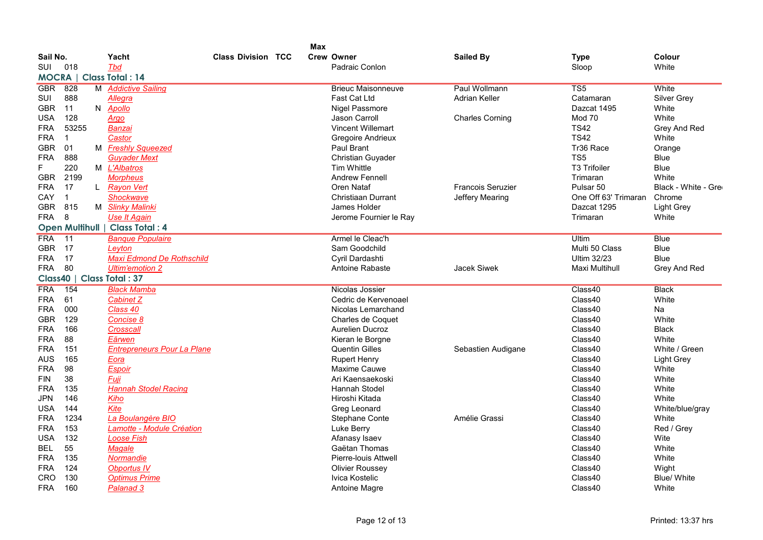| Sail No. | | | Yacht | Class Division | TCC | Max Crew | Owner | Sailed By | Type | Colour |
|---|---|---|---|---|---|---|---|---|---|---|
| SUI | 018 | | Tbd | | | | Padraic Conlon | | Sloop | White |

## MOCRA | Class Total : 14

| Sail No. | | | Yacht | Class Division | TCC | Max Crew | Owner | Sailed By | Type | Colour |
|---|---|---|---|---|---|---|---|---|---|---|
| GBR | 828 | M | Addictive Sailing | | | | Brieuc Maisonneuve | Paul Wollmann | TS5 | White |
| SUI | 888 | | Allegra | | | | Fast Cat Ltd | Adrian Keller | Catamaran | Silver Grey |
| GBR | 11 | N | Apollo | | | | Nigel Passmore | | Dazcat 1495 | White |
| USA | 128 | | Argo | | | | Jason Carroll | Charles Corning | Mod 70 | White |
| FRA | 53255 | | Banzai | | | | Vincent Willemart | | TS42 | Grey And Red |
| FRA | 1 | | Castor | | | | Gregoire Andrieux | | TS42 | White |
| GBR | 01 | M | Freshly Squeezed | | | | Paul Brant | | Tr36 Race | Orange |
| FRA | 888 | | Guyader Mext | | | | Christian Guyader | | TS5 | Blue |
| F | 220 | M | L'Albatros | | | | Tim Whittle | | T3 Trifoiler | Blue |
| GBR | 2199 | | Morpheus | | | | Andrew Fennell | | Trimaran | White |
| FRA | 17 | L | Rayon Vert | | | | Oren Nataf | Francois Seruzier | Pulsar 50 | Black - White - Gre |
| CAY | 1 | | Shockwave | | | | Christiaan Durrant | Jeffery Mearing | One Off 63' Trimaran | Chrome |
| GBR | 815 | M | Slinky Malinki | | | | James Holder | | Dazcat 1295 | Light Grey |
| FRA | 8 | | Use It Again | | | | Jerome Fournier le Ray | | Trimaran | White |

## Open Multihull | Class Total : 4

| Sail No. | | | Yacht | Class Division | TCC | Max Crew | Owner | Sailed By | Type | Colour |
|---|---|---|---|---|---|---|---|---|---|---|
| FRA | 11 | | Banque Populaire | | | | Armel le Cleac'h | | Ultim | Blue |
| GBR | 17 | | Leyton | | | | Sam Goodchild | | Multi 50 Class | Blue |
| FRA | 17 | | Maxi Edmond De Rothschild | | | | Cyril Dardashti | | Ultim 32/23 | Blue |
| FRA | 80 | | Ultim'emotion 2 | | | | Antoine Rabaste | Jacek Siwek | Maxi Multihull | Grey And Red |

## Class40 | Class Total : 37

| Sail No. | | | Yacht | Class Division | TCC | Max Crew | Owner | Sailed By | Type | Colour |
|---|---|---|---|---|---|---|---|---|---|---|
| FRA | 154 | | Black Mamba | | | | Nicolas Jossier | | Class40 | Black |
| FRA | 61 | | Cabinet Z | | | | Cedric de Kervenoael | | Class40 | White |
| FRA | 000 | | Class 40 | | | | Nicolas Lemarchand | | Class40 | Na |
| GBR | 129 | | Concise 8 | | | | Charles de Coquet | | Class40 | White |
| FRA | 166 | | Crosscall | | | | Aurelien Ducroz | | Class40 | Black |
| FRA | 88 | | Eärwen | | | | Kieran le Borgne | | Class40 | White |
| FRA | 151 | | Entrepreneurs Pour La Plane | | | | Quentin Gilles | Sebastien Audigane | Class40 | White / Green |
| AUS | 165 | | Eora | | | | Rupert Henry | | Class40 | Light Grey |
| FRA | 98 | | Espoir | | | | Maxime Cauwe | | Class40 | White |
| FIN | 38 | | Fuji | | | | Ari Kaensaekoski | | Class40 | White |
| FRA | 135 | | Hannah Stodel Racing | | | | Hannah Stodel | | Class40 | White |
| JPN | 146 | | Kiho | | | | Hiroshi Kitada | | Class40 | White |
| USA | 144 | | Kite | | | | Greg Leonard | | Class40 | White/blue/gray |
| FRA | 1234 | | La Boulangère BIO | | | | Stephane Conte | Amélie Grassi | Class40 | White |
| FRA | 153 | | Lamotte - Module Création | | | | Luke Berry | | Class40 | Red / Grey |
| USA | 132 | | Loose Fish | | | | Afanasy Isaev | | Class40 | Wite |
| BEL | 55 | | Magale | | | | Gaëtan Thomas | | Class40 | White |
| FRA | 135 | | Normandie | | | | Pierre-louis Attwell | | Class40 | White |
| FRA | 124 | | Obportus IV | | | | Olivier Roussey | | Class40 | Wight |
| CRO | 130 | | Optimus Prime | | | | Ivica Kostelic | | Class40 | Blue/ White |
| FRA | 160 | | Palanad 3 | | | | Antoine Magre | | Class40 | White |

Printed: 13:37 hrs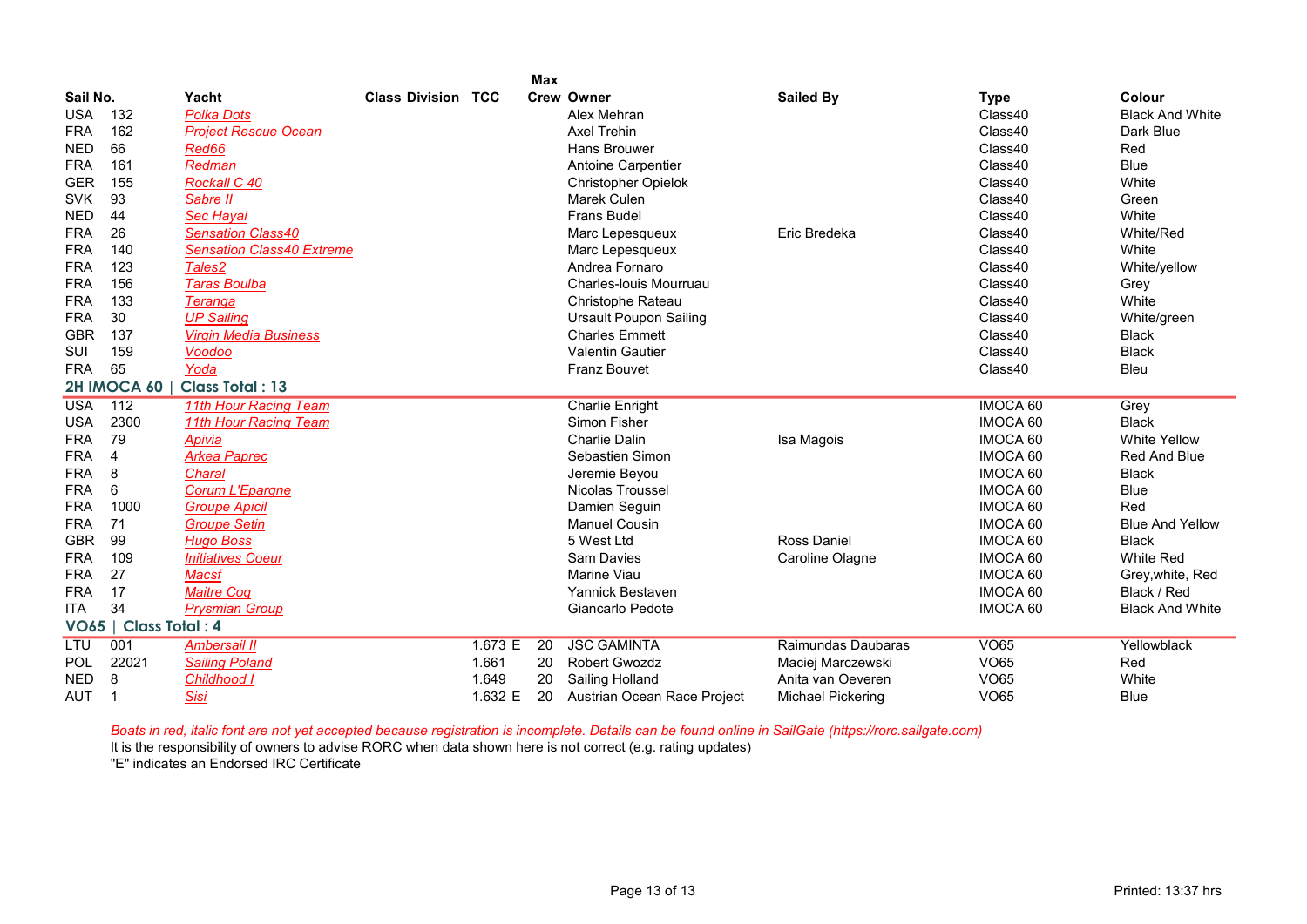| Sail No. | | Yacht | Class Division | TCC | Max Crew | Owner | Sailed By | Type | Colour |
|---|---|---|---|---|---|---|---|---|---|
| USA | 132 | *Polka Dots* | | | | Alex Mehran | | Class40 | Black And White |
| FRA | 162 | *Project Rescue Ocean* | | | | Axel Trehin | | Class40 | Dark Blue |
| NED | 66 | *Red66* | | | | Hans Brouwer | | Class40 | Red |
| FRA | 161 | *Redman* | | | | Antoine Carpentier | | Class40 | Blue |
| GER | 155 | *Rockall C 40* | | | | Christopher Opielok | | Class40 | White |
| SVK | 93 | *Sabre II* | | | | Marek Culen | | Class40 | Green |
| NED | 44 | *Sec Hayai* | | | | Frans Budel | | Class40 | White |
| FRA | 26 | *Sensation Class40* | | | | Marc Lepesqueux | Eric Bredeka | Class40 | White/Red |
| FRA | 140 | *Sensation Class40 Extreme* | | | | Marc Lepesqueux | | Class40 | White |
| FRA | 123 | *Tales2* | | | | Andrea Fornaro | | Class40 | White/yellow |
| FRA | 156 | *Taras Boulba* | | | | Charles-louis Mourruau | | Class40 | Grey |
| FRA | 133 | *Teranga* | | | | Christophe Rateau | | Class40 | White |
| FRA | 30 | *UP Sailing* | | | | Ursault Poupon Sailing | | Class40 | White/green |
| GBR | 137 | *Virgin Media Business* | | | | Charles Emmett | | Class40 | Black |
| SUI | 159 | *Voodoo* | | | | Valentin Gautier | | Class40 | Black |
| FRA | 65 | *Yoda* | | | | Franz Bouvet | | Class40 | Bleu |

## 2H IMOCA 60 | Class Total : 13

| Sail No. | | Yacht | Class Division | TCC | Max Crew | Owner | Sailed By | Type | Colour |
|---|---|---|---|---|---|---|---|---|---|
| USA | 112 | *11th Hour Racing Team* | | | | Charlie Enright | | IMOCA 60 | Grey |
| USA | 2300 | *11th Hour Racing Team* | | | | Simon Fisher | | IMOCA 60 | Black |
| FRA | 79 | *Apivia* | | | | Charlie Dalin | Isa Magois | IMOCA 60 | White Yellow |
| FRA | 4 | *Arkea Paprec* | | | | Sebastien Simon | | IMOCA 60 | Red And Blue |
| FRA | 8 | *Charal* | | | | Jeremie Beyou | | IMOCA 60 | Black |
| FRA | 6 | *Corum L'Epargne* | | | | Nicolas Troussel | | IMOCA 60 | Blue |
| FRA | 1000 | *Groupe Apicil* | | | | Damien Seguin | | IMOCA 60 | Red |
| FRA | 71 | *Groupe Setin* | | | | Manuel Cousin | | IMOCA 60 | Blue And Yellow |
| GBR | 99 | *Hugo Boss* | | | | 5 West Ltd | Ross Daniel | IMOCA 60 | Black |
| FRA | 109 | *Initiatives Coeur* | | | | Sam Davies | Caroline Olagne | IMOCA 60 | White Red |
| FRA | 27 | *Macsf* | | | | Marine Viau | | IMOCA 60 | Grey,white, Red |
| FRA | 17 | *Maitre Coq* | | | | Yannick Bestaven | | IMOCA 60 | Black / Red |
| ITA | 34 | *Prysmian Group* | | | | Giancarlo Pedote | | IMOCA 60 | Black And White |

## VO65 | Class Total : 4

| Sail No. | | Yacht | Class Division | TCC | Max Crew | Owner | Sailed By | Type | Colour |
|---|---|---|---|---|---|---|---|---|---|
| LTU | 001 | *Ambersail II* | | 1.673 E | 20 | JSC GAMINTA | Raimundas Daubaras | VO65 | Yellowblack |
| POL | 22021 | *Sailing Poland* | | 1.661 | 20 | Robert Gwozdz | Maciej Marczewski | VO65 | Red |
| NED | 8 | *Childhood I* | | 1.649 | 20 | Sailing Holland | Anita van Oeveren | VO65 | White |
| AUT | 1 | *Sisi* | | 1.632 E | 20 | Austrian Ocean Race Project | Michael Pickering | VO65 | Blue |

*Boats in red, italic font are not yet accepted because registration is incomplete. Details can be found online in SailGate (https://rorc.sailgate.com)*

It is the responsibility of owners to advise RORC when data shown here is not correct (e.g. rating updates)

"E" indicates an Endorsed IRC Certificate

Printed: 13:37 hrs